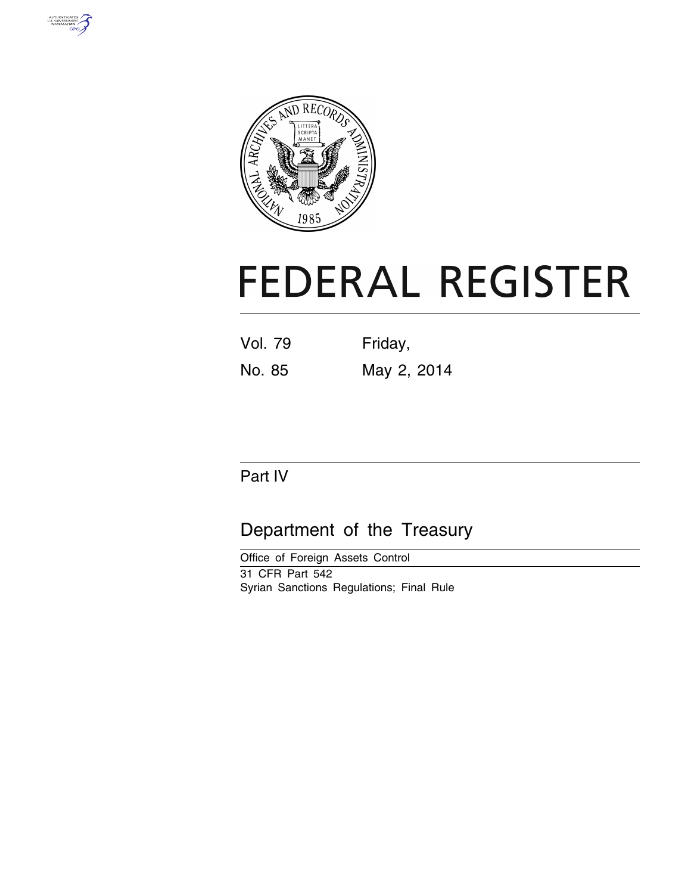# FEDERAL REGISTER

Vol. 79 Friday,

No. 85 May 2, 2014

## Part IV

## Department of the Treasury

Office of Foreign Assets Control

31 CFR Part 542

Syrian Sanctions Regulations; Final Rule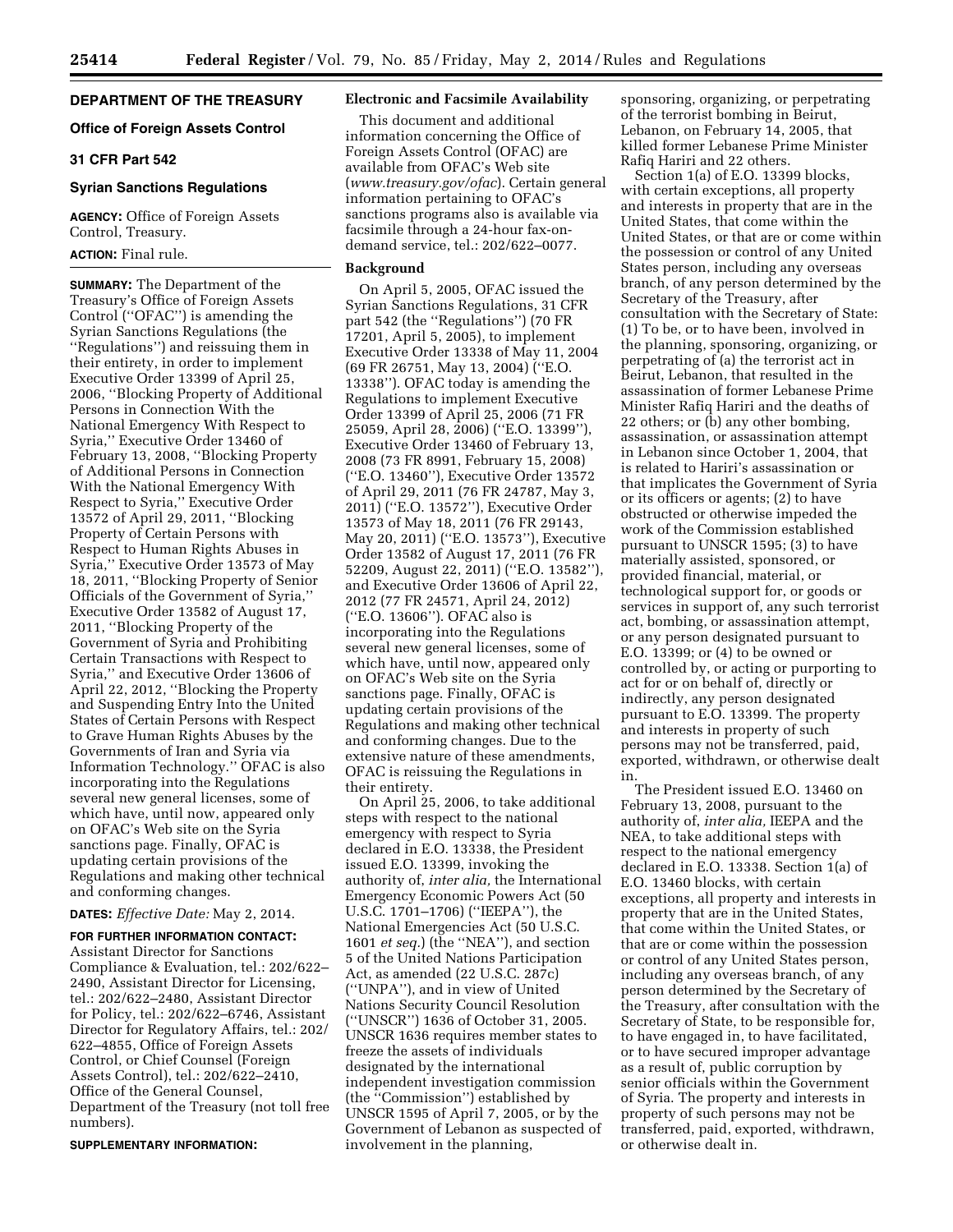## DEPARTMENT OF THE TREASURY

### Office of Foreign Assets Control

### 31 CFR Part 542

### Syrian Sanctions Regulations

**AGENCY:** Office of Foreign Assets Control, Treasury.

**ACTION:** Final rule.

**SUMMARY:** The Department of the Treasury's Office of Foreign Assets Control ("OFAC") is amending the Syrian Sanctions Regulations (the "Regulations") and reissuing them in their entirety, in order to implement Executive Order 13399 of April 25, 2006, "Blocking Property of Additional Persons in Connection With the National Emergency With Respect to Syria," Executive Order 13460 of February 13, 2008, "Blocking Property of Additional Persons in Connection With the National Emergency With Respect to Syria," Executive Order 13572 of April 29, 2011, "Blocking Property of Certain Persons with Respect to Human Rights Abuses in Syria," Executive Order 13573 of May 18, 2011, "Blocking Property of Senior Officials of the Government of Syria," Executive Order 13582 of August 17, 2011, "Blocking Property of the Government of Syria and Prohibiting Certain Transactions with Respect to Syria," and Executive Order 13606 of April 22, 2012, "Blocking the Property and Suspending Entry Into the United States of Certain Persons with Respect to Grave Human Rights Abuses by the Governments of Iran and Syria via Information Technology." OFAC is also incorporating into the Regulations several new general licenses, some of which have, until now, appeared only on OFAC's Web site on the Syria sanctions page. Finally, OFAC is updating certain provisions of the Regulations and making other technical and conforming changes.

**DATES:** *Effective Date:* May 2, 2014.

**FOR FURTHER INFORMATION CONTACT:** Assistant Director for Sanctions Compliance & Evaluation, tel.: 202/622–2490, Assistant Director for Licensing, tel.: 202/622–2480, Assistant Director for Policy, tel.: 202/622–6746, Assistant Director for Regulatory Affairs, tel.: 202/622–4855, Office of Foreign Assets Control, or Chief Counsel (Foreign Assets Control), tel.: 202/622–2410, Office of the General Counsel, Department of the Treasury (not toll free numbers).

**SUPPLEMENTARY INFORMATION:**

### Electronic and Facsimile Availability

This document and additional information concerning the Office of Foreign Assets Control (OFAC) are available from OFAC's Web site (*www.treasury.gov/ofac*). Certain general information pertaining to OFAC's sanctions programs also is available via facsimile through a 24-hour fax-on-demand service, tel.: 202/622–0077.

### Background

On April 5, 2005, OFAC issued the Syrian Sanctions Regulations, 31 CFR part 542 (the "Regulations") (70 FR 17201, April 5, 2005), to implement Executive Order 13338 of May 11, 2004 (69 FR 26751, May 13, 2004) ("E.O. 13338"). OFAC today is amending the Regulations to implement Executive Order 13399 of April 25, 2006 (71 FR 25059, April 28, 2006) ("E.O. 13399"), Executive Order 13460 of February 13, 2008 (73 FR 8991, February 15, 2008) ("E.O. 13460"), Executive Order 13572 of April 29, 2011 (76 FR 24787, May 3, 2011) ("E.O. 13572"), Executive Order 13573 of May 18, 2011 (76 FR 29143, May 20, 2011) ("E.O. 13573"), Executive Order 13582 of August 17, 2011 (76 FR 52209, August 22, 2011) ("E.O. 13582"), and Executive Order 13606 of April 22, 2012 (77 FR 24571, April 24, 2012) ("E.O. 13606"). OFAC also is incorporating into the Regulations several new general licenses, some of which have, until now, appeared only on OFAC's Web site on the Syria sanctions page. Finally, OFAC is updating certain provisions of the Regulations and making other technical and conforming changes. Due to the extensive nature of these amendments, OFAC is reissuing the Regulations in their entirety.

On April 25, 2006, to take additional steps with respect to the national emergency with respect to Syria declared in E.O. 13338, the President issued E.O. 13399, invoking the authority of, *inter alia,* the International Emergency Economic Powers Act (50 U.S.C. 1701–1706) ("IEEPA"), the National Emergencies Act (50 U.S.C. 1601 *et seq.*) (the "NEA"), and section 5 of the United Nations Participation Act, as amended (22 U.S.C. 287c) ("UNPA"), and in view of United Nations Security Council Resolution ("UNSCR") 1636 of October 31, 2005. UNSCR 1636 requires member states to freeze the assets of individuals designated by the international independent investigation commission (the "Commission") established by UNSCR 1595 of April 7, 2005, or by the Government of Lebanon as suspected of involvement in the planning, sponsoring, organizing, or perpetrating of the terrorist bombing in Beirut, Lebanon, on February 14, 2005, that killed former Lebanese Prime Minister Rafiq Hariri and 22 others.

Section 1(a) of E.O. 13399 blocks, with certain exceptions, all property and interests in property that are in the United States, that come within the United States, or that are or come within the possession or control of any United States person, including any overseas branch, of any person determined by the Secretary of the Treasury, after consultation with the Secretary of State: (1) To be, or to have been, involved in the planning, sponsoring, organizing, or perpetrating of (a) the terrorist act in Beirut, Lebanon, that resulted in the assassination of former Lebanese Prime Minister Rafiq Hariri and the deaths of 22 others; or (b) any other bombing, assassination, or assassination attempt in Lebanon since October 1, 2004, that is related to Hariri's assassination or that implicates the Government of Syria or its officers or agents; (2) to have obstructed or otherwise impeded the work of the Commission established pursuant to UNSCR 1595; (3) to have materially assisted, sponsored, or provided financial, material, or technological support for, or goods or services in support of, any such terrorist act, bombing, or assassination attempt, or any person designated pursuant to E.O. 13399; or (4) to be owned or controlled by, or acting or purporting to act for or on behalf of, directly or indirectly, any person designated pursuant to E.O. 13399. The property and interests in property of such persons may not be transferred, paid, exported, withdrawn, or otherwise dealt in.

The President issued E.O. 13460 on February 13, 2008, pursuant to the authority of, *inter alia,* IEEPA and the NEA, to take additional steps with respect to the national emergency declared in E.O. 13338. Section 1(a) of E.O. 13460 blocks, with certain exceptions, all property and interests in property that are in the United States, that come within the United States, or that are or come within the possession or control of any United States person, including any overseas branch, of any person determined by the Secretary of the Treasury, after consultation with the Secretary of State, to be responsible for, to have engaged in, to have facilitated, or to have secured improper advantage as a result of, public corruption by senior officials within the Government of Syria. The property and interests in property of such persons may not be transferred, paid, exported, withdrawn, or otherwise dealt in.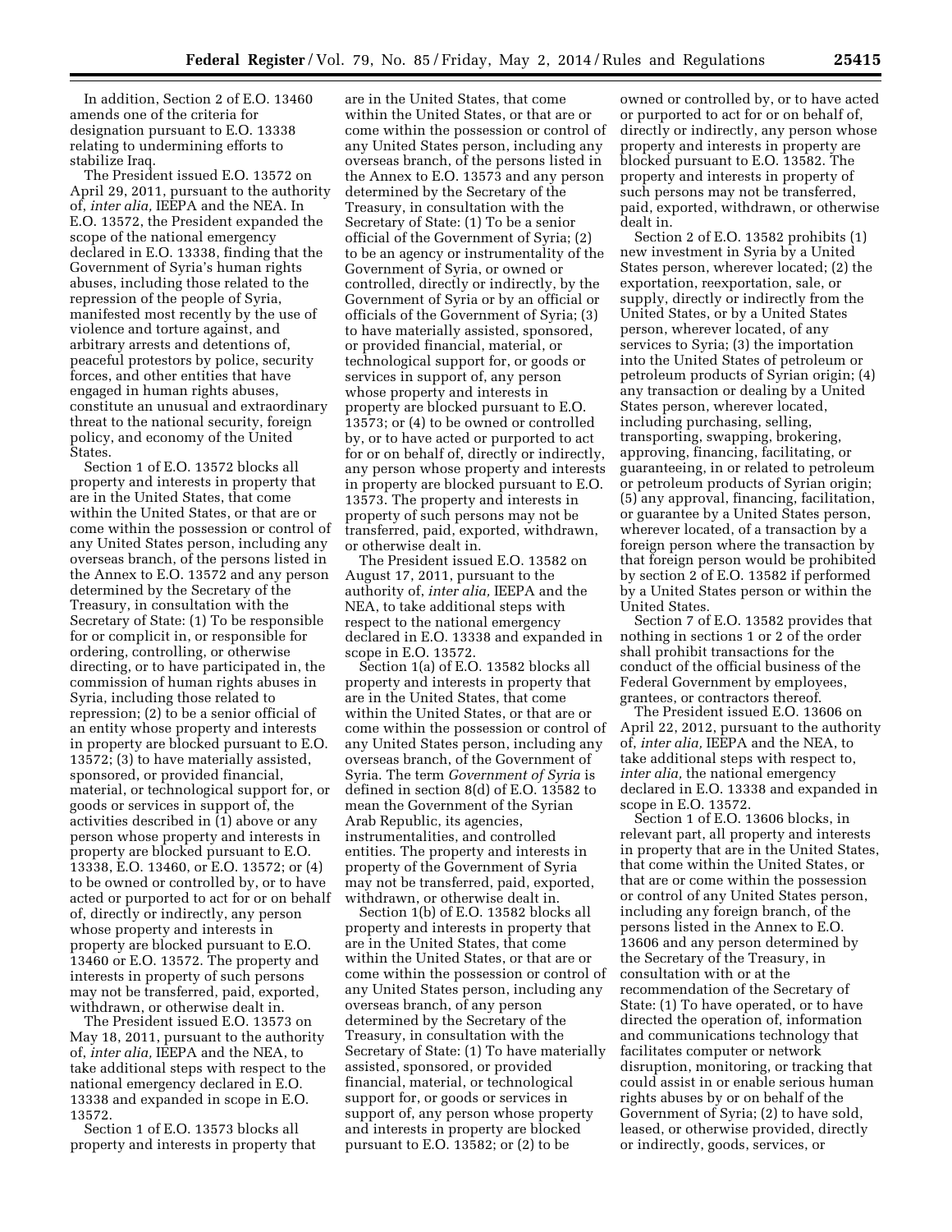In addition, Section 2 of E.O. 13460 amends one of the criteria for designation pursuant to E.O. 13338 relating to undermining efforts to stabilize Iraq.

The President issued E.O. 13572 on April 29, 2011, pursuant to the authority of, *inter alia,* IEEPA and the NEA. In E.O. 13572, the President expanded the scope of the national emergency declared in E.O. 13338, finding that the Government of Syria's human rights abuses, including those related to the repression of the people of Syria, manifested most recently by the use of violence and torture against, and arbitrary arrests and detentions of, peaceful protestors by police, security forces, and other entities that have engaged in human rights abuses, constitute an unusual and extraordinary threat to the national security, foreign policy, and economy of the United States.

Section 1 of E.O. 13572 blocks all property and interests in property that are in the United States, that come within the United States, or that are or come within the possession or control of any United States person, including any overseas branch, of the persons listed in the Annex to E.O. 13572 and any person determined by the Secretary of the Treasury, in consultation with the Secretary of State: (1) To be responsible for or complicit in, or responsible for ordering, controlling, or otherwise directing, or to have participated in, the commission of human rights abuses in Syria, including those related to repression; (2) to be a senior official of an entity whose property and interests in property are blocked pursuant to E.O. 13572; (3) to have materially assisted, sponsored, or provided financial, material, or technological support for, or goods or services in support of, the activities described in (1) above or any person whose property and interests in property are blocked pursuant to E.O. 13338, E.O. 13460, or E.O. 13572; or (4) to be owned or controlled by, or to have acted or purported to act for or on behalf of, directly or indirectly, any person whose property and interests in property are blocked pursuant to E.O. 13460 or E.O. 13572. The property and interests in property of such persons may not be transferred, paid, exported, withdrawn, or otherwise dealt in.

The President issued E.O. 13573 on May 18, 2011, pursuant to the authority of, *inter alia,* IEEPA and the NEA, to take additional steps with respect to the national emergency declared in E.O. 13338 and expanded in scope in E.O. 13572.

Section 1 of E.O. 13573 blocks all property and interests in property that are in the United States, that come within the United States, or that are or come within the possession or control of any United States person, including any overseas branch, of the persons listed in the Annex to E.O. 13573 and any person determined by the Secretary of the Treasury, in consultation with the Secretary of State: (1) To be a senior official of the Government of Syria; (2) to be an agency or instrumentality of the Government of Syria, or owned or controlled, directly or indirectly, by the Government of Syria or by an official or officials of the Government of Syria; (3) to have materially assisted, sponsored, or provided financial, material, or technological support for, or goods or services in support of, any person whose property and interests in property are blocked pursuant to E.O. 13573; or (4) to be owned or controlled by, or to have acted or purported to act for or on behalf of, directly or indirectly, any person whose property and interests in property are blocked pursuant to E.O. 13573. The property and interests in property of such persons may not be transferred, paid, exported, withdrawn, or otherwise dealt in.

The President issued E.O. 13582 on August 17, 2011, pursuant to the authority of, *inter alia,* IEEPA and the NEA, to take additional steps with respect to the national emergency declared in E.O. 13338 and expanded in scope in E.O. 13572.

Section 1(a) of E.O. 13582 blocks all property and interests in property that are in the United States, that come within the United States, or that are or come within the possession or control of any United States person, including any overseas branch, of the Government of Syria. The term *Government of Syria* is defined in section 8(d) of E.O. 13582 to mean the Government of the Syrian Arab Republic, its agencies, instrumentalities, and controlled entities. The property and interests in property of the Government of Syria may not be transferred, paid, exported, withdrawn, or otherwise dealt in.

Section 1(b) of E.O. 13582 blocks all property and interests in property that are in the United States, that come within the United States, or that are or come within the possession or control of any United States person, including any overseas branch, of any person determined by the Secretary of the Treasury, in consultation with the Secretary of State: (1) To have materially assisted, sponsored, or provided financial, material, or technological support for, or goods or services in support of, any person whose property and interests in property are blocked pursuant to E.O. 13582; or (2) to be owned or controlled by, or to have acted or purported to act for or on behalf of, directly or indirectly, any person whose property and interests in property are blocked pursuant to E.O. 13582. The property and interests in property of such persons may not be transferred, paid, exported, withdrawn, or otherwise dealt in.

Section 2 of E.O. 13582 prohibits (1) new investment in Syria by a United States person, wherever located; (2) the exportation, reexportation, sale, or supply, directly or indirectly from the United States, or by a United States person, wherever located, of any services to Syria; (3) the importation into the United States of petroleum or petroleum products of Syrian origin; (4) any transaction or dealing by a United States person, wherever located, including purchasing, selling, transporting, swapping, brokering, approving, financing, facilitating, or guaranteeing, in or related to petroleum or petroleum products of Syrian origin; (5) any approval, financing, facilitation, or guarantee by a United States person, wherever located, of a transaction by a foreign person where the transaction by that foreign person would be prohibited by section 2 of E.O. 13582 if performed by a United States person or within the United States.

Section 7 of E.O. 13582 provides that nothing in sections 1 or 2 of the order shall prohibit transactions for the conduct of the official business of the Federal Government by employees, grantees, or contractors thereof.

The President issued E.O. 13606 on April 22, 2012, pursuant to the authority of, *inter alia,* IEEPA and the NEA, to take additional steps with respect to, *inter alia,* the national emergency declared in E.O. 13338 and expanded in scope in E.O. 13572.

Section 1 of E.O. 13606 blocks, in relevant part, all property and interests in property that are in the United States, that come within the United States, or that are or come within the possession or control of any United States person, including any foreign branch, of the persons listed in the Annex to E.O. 13606 and any person determined by the Secretary of the Treasury, in consultation with or at the recommendation of the Secretary of State: (1) To have operated, or to have directed the operation of, information and communications technology that facilitates computer or network disruption, monitoring, or tracking that could assist in or enable serious human rights abuses by or on behalf of the Government of Syria; (2) to have sold, leased, or otherwise provided, directly or indirectly, goods, services, or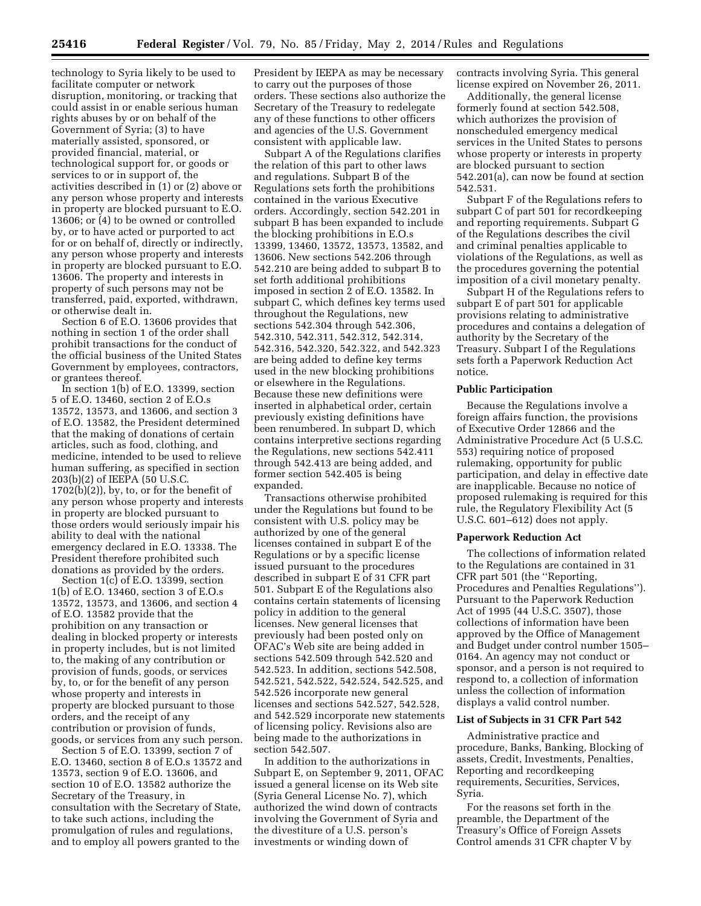technology to Syria likely to be used to facilitate computer or network disruption, monitoring, or tracking that could assist in or enable serious human rights abuses by or on behalf of the Government of Syria; (3) to have materially assisted, sponsored, or provided financial, material, or technological support for, or goods or services to or in support of, the activities described in (1) or (2) above or any person whose property and interests in property are blocked pursuant to E.O. 13606; or (4) to be owned or controlled by, or to have acted or purported to act for or on behalf of, directly or indirectly, any person whose property and interests in property are blocked pursuant to E.O. 13606. The property and interests in property of such persons may not be transferred, paid, exported, withdrawn, or otherwise dealt in.

Section 6 of E.O. 13606 provides that nothing in section 1 of the order shall prohibit transactions for the conduct of the official business of the United States Government by employees, contractors, or grantees thereof.

In section 1(b) of E.O. 13399, section 5 of E.O. 13460, section 2 of E.O.s 13572, 13573, and 13606, and section 3 of E.O. 13582, the President determined that the making of donations of certain articles, such as food, clothing, and medicine, intended to be used to relieve human suffering, as specified in section 203(b)(2) of IEEPA (50 U.S.C. 1702(b)(2)), by, to, or for the benefit of any person whose property and interests in property are blocked pursuant to those orders would seriously impair his ability to deal with the national emergency declared in E.O. 13338. The President therefore prohibited such donations as provided by the orders.

Section 1(c) of E.O. 13399, section 1(b) of E.O. 13460, section 3 of E.O.s 13572, 13573, and 13606, and section 4 of E.O. 13582 provide that the prohibition on any transaction or dealing in blocked property or interests in property includes, but is not limited to, the making of any contribution or provision of funds, goods, or services by, to, or for the benefit of any person whose property and interests in property are blocked pursuant to those orders, and the receipt of any contribution or provision of funds, goods, or services from any such person.

Section 5 of E.O. 13399, section 7 of E.O. 13460, section 8 of E.O.s 13572 and 13573, section 9 of E.O. 13606, and section 10 of E.O. 13582 authorize the Secretary of the Treasury, in consultation with the Secretary of State, to take such actions, including the promulgation of rules and regulations, and to employ all powers granted to the President by IEEPA as may be necessary to carry out the purposes of those orders. These sections also authorize the Secretary of the Treasury to redelegate any of these functions to other officers and agencies of the U.S. Government consistent with applicable law.

Subpart A of the Regulations clarifies the relation of this part to other laws and regulations. Subpart B of the Regulations sets forth the prohibitions contained in the various Executive orders. Accordingly, section 542.201 in subpart B has been expanded to include the blocking prohibitions in E.O.s 13399, 13460, 13572, 13573, 13582, and 13606. New sections 542.206 through 542.210 are being added to subpart B to set forth additional prohibitions imposed in section 2 of E.O. 13582. In subpart C, which defines key terms used throughout the Regulations, new sections 542.304 through 542.306, 542.310, 542.311, 542.312, 542.314, 542.316, 542.320, 542.322, and 542.323 are being added to define key terms used in the new blocking prohibitions or elsewhere in the Regulations. Because these new definitions were inserted in alphabetical order, certain previously existing definitions have been renumbered. In subpart D, which contains interpretive sections regarding the Regulations, new sections 542.411 through 542.413 are being added, and former section 542.405 is being expanded.

Transactions otherwise prohibited under the Regulations but found to be consistent with U.S. policy may be authorized by one of the general licenses contained in subpart E of the Regulations or by a specific license issued pursuant to the procedures described in subpart E of 31 CFR part 501. Subpart E of the Regulations also contains certain statements of licensing policy in addition to the general licenses. New general licenses that previously had been posted only on OFAC's Web site are being added in sections 542.509 through 542.520 and 542.523. In addition, sections 542.508, 542.521, 542.522, 542.524, 542.525, and 542.526 incorporate new general licenses and sections 542.527, 542.528, and 542.529 incorporate new statements of licensing policy. Revisions also are being made to the authorizations in section 542.507.

In addition to the authorizations in Subpart E, on September 9, 2011, OFAC issued a general license on its Web site (Syria General License No. 7), which authorized the wind down of contracts involving the Government of Syria and the divestiture of a U.S. person's investments or winding down of contracts involving Syria. This general license expired on November 26, 2011.

Additionally, the general license formerly found at section 542.508, which authorizes the provision of nonscheduled emergency medical services in the United States to persons whose property or interests in property are blocked pursuant to section 542.201(a), can now be found at section 542.531.

Subpart F of the Regulations refers to subpart C of part 501 for recordkeeping and reporting requirements. Subpart G of the Regulations describes the civil and criminal penalties applicable to violations of the Regulations, as well as the procedures governing the potential imposition of a civil monetary penalty.

Subpart H of the Regulations refers to subpart E of part 501 for applicable provisions relating to administrative procedures and contains a delegation of authority by the Secretary of the Treasury. Subpart I of the Regulations sets forth a Paperwork Reduction Act notice.

### Public Participation

Because the Regulations involve a foreign affairs function, the provisions of Executive Order 12866 and the Administrative Procedure Act (5 U.S.C. 553) requiring notice of proposed rulemaking, opportunity for public participation, and delay in effective date are inapplicable. Because no notice of proposed rulemaking is required for this rule, the Regulatory Flexibility Act (5 U.S.C. 601–612) does not apply.

### Paperwork Reduction Act

The collections of information related to the Regulations are contained in 31 CFR part 501 (the ''Reporting, Procedures and Penalties Regulations''). Pursuant to the Paperwork Reduction Act of 1995 (44 U.S.C. 3507), those collections of information have been approved by the Office of Management and Budget under control number 1505–0164. An agency may not conduct or sponsor, and a person is not required to respond to, a collection of information unless the collection of information displays a valid control number.

### List of Subjects in 31 CFR Part 542

Administrative practice and procedure, Banks, Banking, Blocking of assets, Credit, Investments, Penalties, Reporting and recordkeeping requirements, Securities, Services, Syria.

For the reasons set forth in the preamble, the Department of the Treasury's Office of Foreign Assets Control amends 31 CFR chapter V by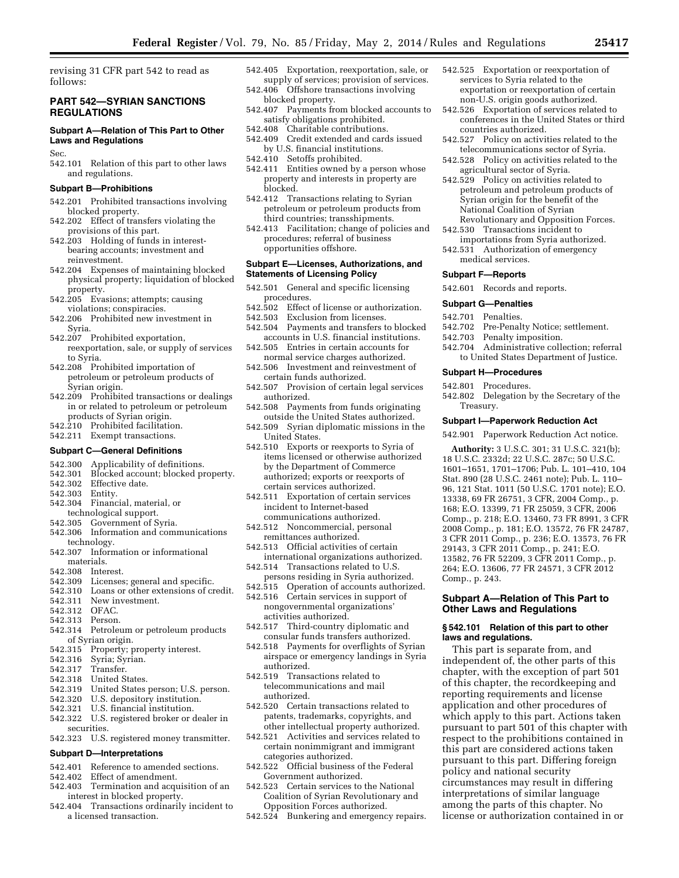revising 31 CFR part 542 to read as follows:

## PART 542—SYRIAN SANCTIONS REGULATIONS

### Subpart A—Relation of This Part to Other Laws and Regulations

Sec.

542.101 Relation of this part to other laws and regulations.

### Subpart B—Prohibitions

542.201 Prohibited transactions involving blocked property.

542.202 Effect of transfers violating the provisions of this part.

542.203 Holding of funds in interest-bearing accounts; investment and reinvestment.

542.204 Expenses of maintaining blocked physical property; liquidation of blocked property.

542.205 Evasions; attempts; causing violations; conspiracies.

542.206 Prohibited new investment in Syria.

542.207 Prohibited exportation, reexportation, sale, or supply of services to Syria.

542.208 Prohibited importation of petroleum or petroleum products of Syrian origin.

542.209 Prohibited transactions or dealings in or related to petroleum or petroleum products of Syrian origin.

542.210 Prohibited facilitation.

542.211 Exempt transactions.

### Subpart C—General Definitions

542.300 Applicability of definitions.

542.301 Blocked account; blocked property.

542.302 Effective date.

542.303 Entity.

542.304 Financial, material, or technological support.

542.305 Government of Syria.

542.306 Information and communications technology.

542.307 Information or informational materials.

542.308 Interest.

542.309 Licenses; general and specific.

542.310 Loans or other extensions of credit.

542.311 New investment.

542.312 OFAC.

542.313 Person.

542.314 Petroleum or petroleum products of Syrian origin.

542.315 Property; property interest.

542.316 Syria; Syrian.

542.317 Transfer.

542.318 United States.

542.319 United States person; U.S. person.

542.320 U.S. depository institution.

542.321 U.S. financial institution.

542.322 U.S. registered broker or dealer in securities.

542.323 U.S. registered money transmitter.

### Subpart D—Interpretations

542.401 Reference to amended sections.

542.402 Effect of amendment.

542.403 Termination and acquisition of an interest in blocked property.

542.404 Transactions ordinarily incident to a licensed transaction.

542.405 Exportation, reexportation, sale, or supply of services; provision of services.

542.406 Offshore transactions involving blocked property.

542.407 Payments from blocked accounts to satisfy obligations prohibited.

542.408 Charitable contributions.

542.409 Credit extended and cards issued by U.S. financial institutions.

542.410 Setoffs prohibited.

542.411 Entities owned by a person whose property and interests in property are blocked.

542.412 Transactions relating to Syrian petroleum or petroleum products from third countries; transshipments.

542.413 Facilitation; change of policies and procedures; referral of business opportunities offshore.

### Subpart E—Licenses, Authorizations, and Statements of Licensing Policy

542.501 General and specific licensing procedures.

542.502 Effect of license or authorization.

542.503 Exclusion from licenses.

542.504 Payments and transfers to blocked accounts in U.S. financial institutions.

542.505 Entries in certain accounts for normal service charges authorized.

542.506 Investment and reinvestment of certain funds authorized.

542.507 Provision of certain legal services authorized.

542.508 Payments from funds originating outside the United States authorized.

542.509 Syrian diplomatic missions in the United States.

542.510 Exports or reexports to Syria of items licensed or otherwise authorized by the Department of Commerce authorized; exports or reexports of certain services authorized.

542.511 Exportation of certain services incident to Internet-based communications authorized.

542.512 Noncommercial, personal remittances authorized.

542.513 Official activities of certain international organizations authorized.

542.514 Transactions related to U.S. persons residing in Syria authorized.

542.515 Operation of accounts authorized.

542.516 Certain services in support of nongovernmental organizations' activities authorized.

542.517 Third-country diplomatic and consular funds transfers authorized.

542.518 Payments for overflights of Syrian airspace or emergency landings in Syria authorized.

542.519 Transactions related to telecommunications and mail authorized.

542.520 Certain transactions related to patents, trademarks, copyrights, and other intellectual property authorized.

542.521 Activities and services related to certain nonimmigrant and immigrant categories authorized.

542.522 Official business of the Federal Government authorized.

542.523 Certain services to the National Coalition of Syrian Revolutionary and Opposition Forces authorized.

542.524 Bunkering and emergency repairs.

542.525 Exportation or reexportation of services to Syria related to the exportation or reexportation of certain non-U.S. origin goods authorized.

542.526 Exportation of services related to conferences in the United States or third countries authorized.

542.527 Policy on activities related to the telecommunications sector of Syria.

542.528 Policy on activities related to the agricultural sector of Syria.

542.529 Policy on activities related to petroleum and petroleum products of Syrian origin for the benefit of the National Coalition of Syrian Revolutionary and Opposition Forces.

542.530 Transactions incident to importations from Syria authorized.

542.531 Authorization of emergency medical services.

### Subpart F—Reports

542.601 Records and reports.

### Subpart G—Penalties

542.701 Penalties.

542.702 Pre-Penalty Notice; settlement.

542.703 Penalty imposition.

542.704 Administrative collection; referral to United States Department of Justice.

### Subpart H—Procedures

542.801 Procedures.

542.802 Delegation by the Secretary of the Treasury.

### Subpart I—Paperwork Reduction Act

542.901 Paperwork Reduction Act notice.

**Authority:** 3 U.S.C. 301; 31 U.S.C. 321(b); 18 U.S.C. 2332d; 22 U.S.C. 287c; 50 U.S.C. 1601–1651, 1701–1706; Pub. L. 101–410, 104 Stat. 890 (28 U.S.C. 2461 note); Pub. L. 110–96, 121 Stat. 1011 (50 U.S.C. 1701 note); E.O. 13338, 69 FR 26751, 3 CFR, 2004 Comp., p. 168; E.O. 13399, 71 FR 25059, 3 CFR, 2006 Comp., p. 218; E.O. 13460, 73 FR 8991, 3 CFR 2008 Comp., p. 181; E.O. 13572, 76 FR 24787, 3 CFR 2011 Comp., p. 236; E.O. 13573, 76 FR 29143, 3 CFR 2011 Comp., p. 241; E.O. 13582, 76 FR 52209, 3 CFR 2011 Comp., p. 264; E.O. 13606, 77 FR 24571, 3 CFR 2012 Comp., p. 243.

### Subpart A—Relation of This Part to Other Laws and Regulations

#### § 542.101 Relation of this part to other laws and regulations.

This part is separate from, and independent of, the other parts of this chapter, with the exception of part 501 of this chapter, the recordkeeping and reporting requirements and license application and other procedures of which apply to this part. Actions taken pursuant to part 501 of this chapter with respect to the prohibitions contained in this part are considered actions taken pursuant to this part. Differing foreign policy and national security circumstances may result in differing interpretations of similar language among the parts of this chapter. No license or authorization contained in or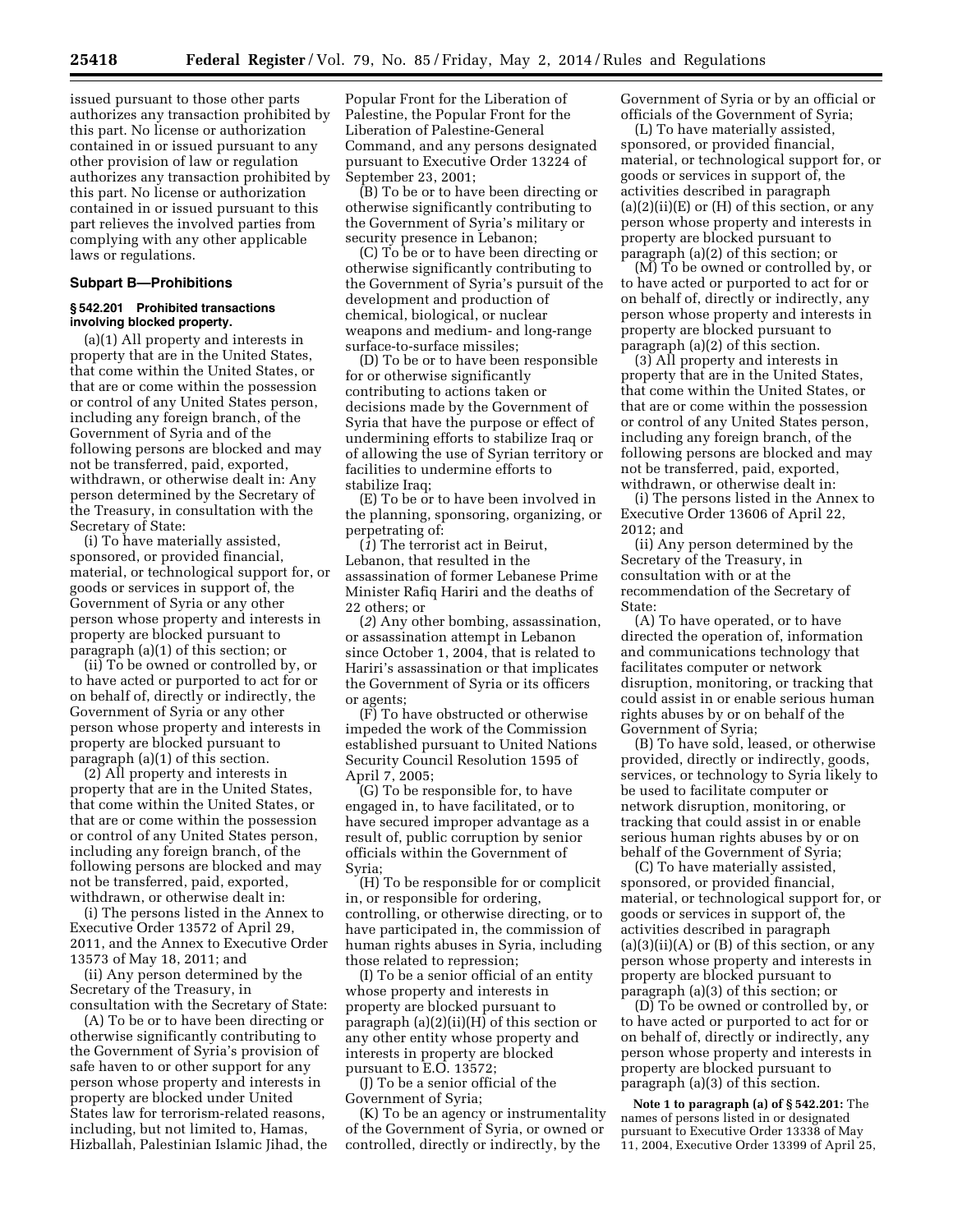issued pursuant to those other parts authorizes any transaction prohibited by this part. No license or authorization contained in or issued pursuant to any other provision of law or regulation authorizes any transaction prohibited by this part. No license or authorization contained in or issued pursuant to this part relieves the involved parties from complying with any other applicable laws or regulations.

### Subpart B—Prohibitions

#### § 542.201 Prohibited transactions involving blocked property.

(a)(1) All property and interests in property that are in the United States, that come within the United States, or that are or come within the possession or control of any United States person, including any foreign branch, of the Government of Syria and of the following persons are blocked and may not be transferred, paid, exported, withdrawn, or otherwise dealt in: Any person determined by the Secretary of the Treasury, in consultation with the Secretary of State:

(i) To have materially assisted, sponsored, or provided financial, material, or technological support for, or goods or services in support of, the Government of Syria or any other person whose property and interests in property are blocked pursuant to paragraph (a)(1) of this section; or

(ii) To be owned or controlled by, or to have acted or purported to act for or on behalf of, directly or indirectly, the Government of Syria or any other person whose property and interests in property are blocked pursuant to paragraph (a)(1) of this section.

(2) All property and interests in property that are in the United States, that come within the United States, or that are or come within the possession or control of any United States person, including any foreign branch, of the following persons are blocked and may not be transferred, paid, exported, withdrawn, or otherwise dealt in:

(i) The persons listed in the Annex to Executive Order 13572 of April 29, 2011, and the Annex to Executive Order 13573 of May 18, 2011; and

(ii) Any person determined by the Secretary of the Treasury, in consultation with the Secretary of State:

(A) To be or to have been directing or otherwise significantly contributing to the Government of Syria's provision of safe haven to or other support for any person whose property and interests in property are blocked under United States law for terrorism-related reasons, including, but not limited to, Hamas, Hizballah, Palestinian Islamic Jihad, the Popular Front for the Liberation of Palestine, the Popular Front for the Liberation of Palestine-General Command, and any persons designated pursuant to Executive Order 13224 of September 23, 2001;

(B) To be or to have been directing or otherwise significantly contributing to the Government of Syria's military or security presence in Lebanon;

(C) To be or to have been directing or otherwise significantly contributing to the Government of Syria's pursuit of the development and production of chemical, biological, or nuclear weapons and medium- and long-range surface-to-surface missiles;

(D) To be or to have been responsible for or otherwise significantly contributing to actions taken or decisions made by the Government of Syria that have the purpose or effect of undermining efforts to stabilize Iraq or of allowing the use of Syrian territory or facilities to undermine efforts to stabilize Iraq;

(E) To be or to have been involved in the planning, sponsoring, organizing, or perpetrating of:

(*1*) The terrorist act in Beirut, Lebanon, that resulted in the assassination of former Lebanese Prime Minister Rafiq Hariri and the deaths of 22 others; or

(*2*) Any other bombing, assassination, or assassination attempt in Lebanon since October 1, 2004, that is related to Hariri's assassination or that implicates the Government of Syria or its officers or agents;

(F) To have obstructed or otherwise impeded the work of the Commission established pursuant to United Nations Security Council Resolution 1595 of April 7, 2005;

(G) To be responsible for, to have engaged in, to have facilitated, or to have secured improper advantage as a result of, public corruption by senior officials within the Government of Syria;

(H) To be responsible for or complicit in, or responsible for ordering, controlling, or otherwise directing, or to have participated in, the commission of human rights abuses in Syria, including those related to repression;

(I) To be a senior official of an entity whose property and interests in property are blocked pursuant to paragraph (a)(2)(ii)(H) of this section or any other entity whose property and interests in property are blocked pursuant to E.O. 13572;

(J) To be a senior official of the Government of Syria;

(K) To be an agency or instrumentality of the Government of Syria, or owned or controlled, directly or indirectly, by the Government of Syria or by an official or officials of the Government of Syria;

(L) To have materially assisted, sponsored, or provided financial, material, or technological support for, or goods or services in support of, the activities described in paragraph (a)(2)(ii)(E) or (H) of this section, or any person whose property and interests in property are blocked pursuant to paragraph (a)(2) of this section; or

(M) To be owned or controlled by, or to have acted or purported to act for or on behalf of, directly or indirectly, any person whose property and interests in property are blocked pursuant to paragraph (a)(2) of this section.

(3) All property and interests in property that are in the United States, that come within the United States, or that are or come within the possession or control of any United States person, including any foreign branch, of the following persons are blocked and may not be transferred, paid, exported, withdrawn, or otherwise dealt in:

(i) The persons listed in the Annex to Executive Order 13606 of April 22, 2012; and

(ii) Any person determined by the Secretary of the Treasury, in consultation with or at the recommendation of the Secretary of State:

(A) To have operated, or to have directed the operation of, information and communications technology that facilitates computer or network disruption, monitoring, or tracking that could assist in or enable serious human rights abuses by or on behalf of the Government of Syria;

(B) To have sold, leased, or otherwise provided, directly or indirectly, goods, services, or technology to Syria likely to be used to facilitate computer or network disruption, monitoring, or tracking that could assist in or enable serious human rights abuses by or on behalf of the Government of Syria;

(C) To have materially assisted, sponsored, or provided financial, material, or technological support for, or goods or services in support of, the activities described in paragraph (a)(3)(ii)(A) or (B) of this section, or any person whose property and interests in property are blocked pursuant to paragraph (a)(3) of this section; or

(D) To be owned or controlled by, or to have acted or purported to act for or on behalf of, directly or indirectly, any person whose property and interests in property are blocked pursuant to paragraph (a)(3) of this section.

**Note 1 to paragraph (a) of § 542.201:** The names of persons listed in or designated pursuant to Executive Order 13338 of May 11, 2004, Executive Order 13399 of April 25,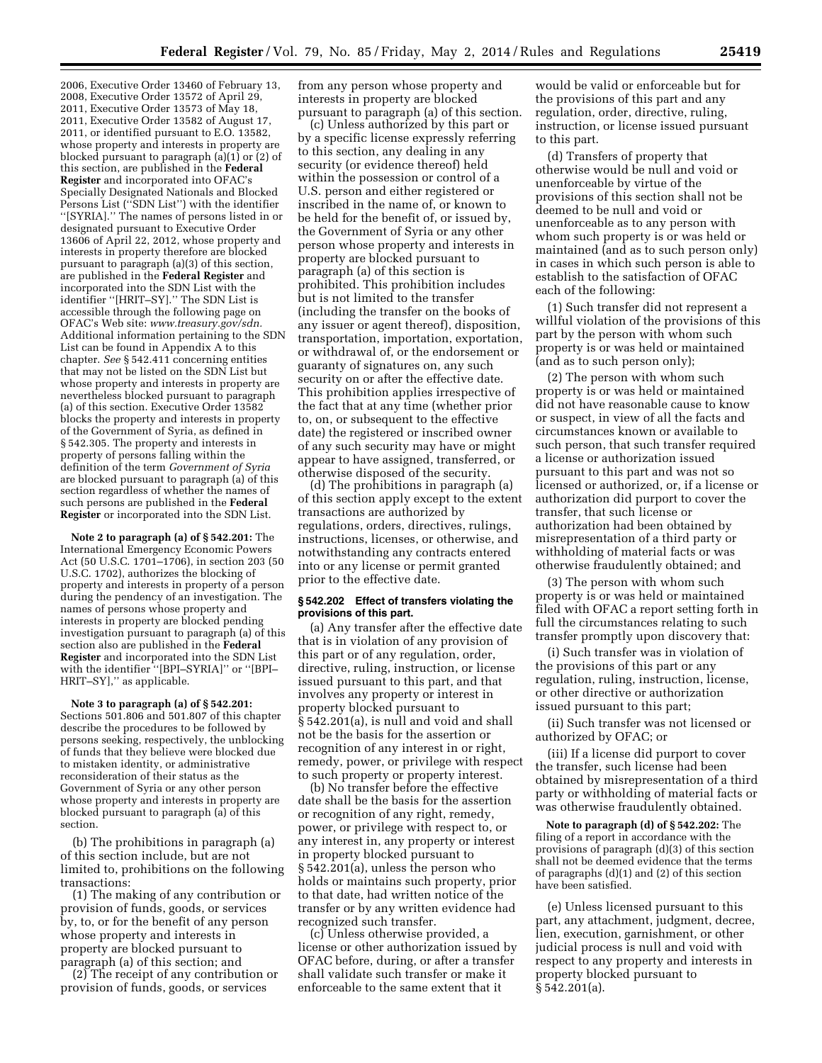2006, Executive Order 13460 of February 13, 2008, Executive Order 13572 of April 29, 2011, Executive Order 13573 of May 18, 2011, Executive Order 13582 of August 17, 2011, or identified pursuant to E.O. 13582, whose property and interests in property are blocked pursuant to paragraph (a)(1) or (2) of this section, are published in the **Federal Register** and incorporated into OFAC's Specially Designated Nationals and Blocked Persons List (''SDN List'') with the identifier ''[SYRIA].'' The names of persons listed in or designated pursuant to Executive Order 13606 of April 22, 2012, whose property and interests in property therefore are blocked pursuant to paragraph (a)(3) of this section, are published in the **Federal Register** and incorporated into the SDN List with the identifier ''[HRIT–SY].'' The SDN List is accessible through the following page on OFAC's Web site: *www.treasury.gov/sdn.* Additional information pertaining to the SDN List can be found in Appendix A to this chapter. *See* § 542.411 concerning entities that may not be listed on the SDN List but whose property and interests in property are nevertheless blocked pursuant to paragraph (a) of this section. Executive Order 13582 blocks the property and interests in property of the Government of Syria, as defined in § 542.305. The property and interests in property of persons falling within the definition of the term *Government of Syria* are blocked pursuant to paragraph (a) of this section regardless of whether the names of such persons are published in the **Federal Register** or incorporated into the SDN List.

**Note 2 to paragraph (a) of § 542.201:** The International Emergency Economic Powers Act (50 U.S.C. 1701–1706), in section 203 (50 U.S.C. 1702), authorizes the blocking of property and interests in property of a person during the pendency of an investigation. The names of persons whose property and interests in property are blocked pending investigation pursuant to paragraph (a) of this section also are published in the **Federal Register** and incorporated into the SDN List with the identifier ''[BPI–SYRIA]'' or ''[BPI–HRIT–SY],'' as applicable.

**Note 3 to paragraph (a) of § 542.201:** Sections 501.806 and 501.807 of this chapter describe the procedures to be followed by persons seeking, respectively, the unblocking of funds that they believe were blocked due to mistaken identity, or administrative reconsideration of their status as the Government of Syria or any other person whose property and interests in property are blocked pursuant to paragraph (a) of this section.

(b) The prohibitions in paragraph (a) of this section include, but are not limited to, prohibitions on the following transactions:

(1) The making of any contribution or provision of funds, goods, or services by, to, or for the benefit of any person whose property and interests in property are blocked pursuant to paragraph (a) of this section; and

(2) The receipt of any contribution or provision of funds, goods, or services from any person whose property and interests in property are blocked pursuant to paragraph (a) of this section.

(c) Unless authorized by this part or by a specific license expressly referring to this section, any dealing in any security (or evidence thereof) held within the possession or control of a U.S. person and either registered or inscribed in the name of, or known to be held for the benefit of, or issued by, the Government of Syria or any other person whose property and interests in property are blocked pursuant to paragraph (a) of this section is prohibited. This prohibition includes but is not limited to the transfer (including the transfer on the books of any issuer or agent thereof), disposition, transportation, importation, exportation, or withdrawal of, or the endorsement or guaranty of signatures on, any such security on or after the effective date. This prohibition applies irrespective of the fact that at any time (whether prior to, on, or subsequent to the effective date) the registered or inscribed owner of any such security may have or might appear to have assigned, transferred, or otherwise disposed of the security.

(d) The prohibitions in paragraph (a) of this section apply except to the extent transactions are authorized by regulations, orders, directives, rulings, instructions, licenses, or otherwise, and notwithstanding any contracts entered into or any license or permit granted prior to the effective date.

### § 542.202 Effect of transfers violating the provisions of this part.

(a) Any transfer after the effective date that is in violation of any provision of this part or of any regulation, order, directive, ruling, instruction, or license issued pursuant to this part, and that involves any property or interest in property blocked pursuant to § 542.201(a), is null and void and shall not be the basis for the assertion or recognition of any interest in or right, remedy, power, or privilege with respect to such property or property interest.

(b) No transfer before the effective date shall be the basis for the assertion or recognition of any right, remedy, power, or privilege with respect to, or any interest in, any property or interest in property blocked pursuant to § 542.201(a), unless the person who holds or maintains such property, prior to that date, had written notice of the transfer or by any written evidence had recognized such transfer.

(c) Unless otherwise provided, a license or other authorization issued by OFAC before, during, or after a transfer shall validate such transfer or make it enforceable to the same extent that it would be valid or enforceable but for the provisions of this part and any regulation, order, directive, ruling, instruction, or license issued pursuant to this part.

(d) Transfers of property that otherwise would be null and void or unenforceable by virtue of the provisions of this section shall not be deemed to be null and void or unenforceable as to any person with whom such property is or was held or maintained (and as to such person only) in cases in which such person is able to establish to the satisfaction of OFAC each of the following:

(1) Such transfer did not represent a willful violation of the provisions of this part by the person with whom such property is or was held or maintained (and as to such person only);

(2) The person with whom such property is or was held or maintained did not have reasonable cause to know or suspect, in view of all the facts and circumstances known or available to such person, that such transfer required a license or authorization issued pursuant to this part and was not so licensed or authorized, or, if a license or authorization did purport to cover the transfer, that such license or authorization had been obtained by misrepresentation of a third party or withholding of material facts or was otherwise fraudulently obtained; and

(3) The person with whom such property is or was held or maintained filed with OFAC a report setting forth in full the circumstances relating to such transfer promptly upon discovery that:

(i) Such transfer was in violation of the provisions of this part or any regulation, ruling, instruction, license, or other directive or authorization issued pursuant to this part;

(ii) Such transfer was not licensed or authorized by OFAC; or

(iii) If a license did purport to cover the transfer, such license had been obtained by misrepresentation of a third party or withholding of material facts or was otherwise fraudulently obtained.

**Note to paragraph (d) of § 542.202:** The filing of a report in accordance with the provisions of paragraph (d)(3) of this section shall not be deemed evidence that the terms of paragraphs (d)(1) and (2) of this section have been satisfied.

(e) Unless licensed pursuant to this part, any attachment, judgment, decree, lien, execution, garnishment, or other judicial process is null and void with respect to any property and interests in property blocked pursuant to § 542.201(a).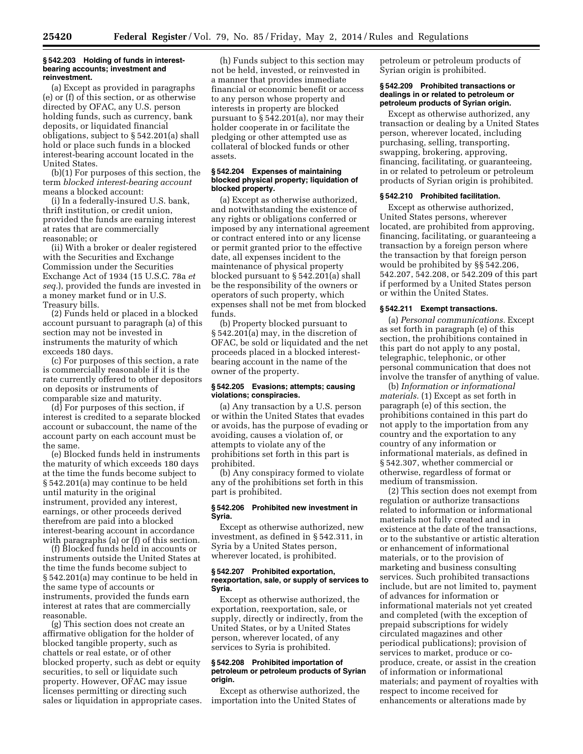### § 542.203 Holding of funds in interest-bearing accounts; investment and reinvestment.

(a) Except as provided in paragraphs (e) or (f) of this section, or as otherwise directed by OFAC, any U.S. person holding funds, such as currency, bank deposits, or liquidated financial obligations, subject to § 542.201(a) shall hold or place such funds in a blocked interest-bearing account located in the United States.

(b)(1) For purposes of this section, the term *blocked interest-bearing account* means a blocked account:

(i) In a federally-insured U.S. bank, thrift institution, or credit union, provided the funds are earning interest at rates that are commercially reasonable; or

(ii) With a broker or dealer registered with the Securities and Exchange Commission under the Securities Exchange Act of 1934 (15 U.S.C. 78a *et seq.*), provided the funds are invested in a money market fund or in U.S. Treasury bills.

(2) Funds held or placed in a blocked account pursuant to paragraph (a) of this section may not be invested in instruments the maturity of which exceeds 180 days.

(c) For purposes of this section, a rate is commercially reasonable if it is the rate currently offered to other depositors on deposits or instruments of comparable size and maturity.

(d) For purposes of this section, if interest is credited to a separate blocked account or subaccount, the name of the account party on each account must be the same.

(e) Blocked funds held in instruments the maturity of which exceeds 180 days at the time the funds become subject to § 542.201(a) may continue to be held until maturity in the original instrument, provided any interest, earnings, or other proceeds derived therefrom are paid into a blocked interest-bearing account in accordance with paragraphs (a) or (f) of this section.

(f) Blocked funds held in accounts or instruments outside the United States at the time the funds become subject to § 542.201(a) may continue to be held in the same type of accounts or instruments, provided the funds earn interest at rates that are commercially reasonable.

(g) This section does not create an affirmative obligation for the holder of blocked tangible property, such as chattels or real estate, or of other blocked property, such as debt or equity securities, to sell or liquidate such property. However, OFAC may issue licenses permitting or directing such sales or liquidation in appropriate cases.

(h) Funds subject to this section may not be held, invested, or reinvested in a manner that provides immediate financial or economic benefit or access to any person whose property and interests in property are blocked pursuant to § 542.201(a), nor may their holder cooperate in or facilitate the pledging or other attempted use as collateral of blocked funds or other assets.

### § 542.204 Expenses of maintaining blocked physical property; liquidation of blocked property.

(a) Except as otherwise authorized, and notwithstanding the existence of any rights or obligations conferred or imposed by any international agreement or contract entered into or any license or permit granted prior to the effective date, all expenses incident to the maintenance of physical property blocked pursuant to § 542.201(a) shall be the responsibility of the owners or operators of such property, which expenses shall not be met from blocked funds.

(b) Property blocked pursuant to § 542.201(a) may, in the discretion of OFAC, be sold or liquidated and the net proceeds placed in a blocked interest-bearing account in the name of the owner of the property.

### § 542.205 Evasions; attempts; causing violations; conspiracies.

(a) Any transaction by a U.S. person or within the United States that evades or avoids, has the purpose of evading or avoiding, causes a violation of, or attempts to violate any of the prohibitions set forth in this part is prohibited.

(b) Any conspiracy formed to violate any of the prohibitions set forth in this part is prohibited.

### § 542.206 Prohibited new investment in Syria.

Except as otherwise authorized, new investment, as defined in § 542.311, in Syria by a United States person, wherever located, is prohibited.

### § 542.207 Prohibited exportation, reexportation, sale, or supply of services to Syria.

Except as otherwise authorized, the exportation, reexportation, sale, or supply, directly or indirectly, from the United States, or by a United States person, wherever located, of any services to Syria is prohibited.

### § 542.208 Prohibited importation of petroleum or petroleum products of Syrian origin.

Except as otherwise authorized, the importation into the United States of petroleum or petroleum products of Syrian origin is prohibited.

### § 542.209 Prohibited transactions or dealings in or related to petroleum or petroleum products of Syrian origin.

Except as otherwise authorized, any transaction or dealing by a United States person, wherever located, including purchasing, selling, transporting, swapping, brokering, approving, financing, facilitating, or guaranteeing, in or related to petroleum or petroleum products of Syrian origin is prohibited.

### § 542.210 Prohibited facilitation.

Except as otherwise authorized, United States persons, wherever located, are prohibited from approving, financing, facilitating, or guaranteeing a transaction by a foreign person where the transaction by that foreign person would be prohibited by §§ 542.206, 542.207, 542.208, or 542.209 of this part if performed by a United States person or within the United States.

### § 542.211 Exempt transactions.

(a) *Personal communications.* Except as set forth in paragraph (e) of this section, the prohibitions contained in this part do not apply to any postal, telegraphic, telephonic, or other personal communication that does not involve the transfer of anything of value.

(b) *Information or informational materials.* (1) Except as set forth in paragraph (e) of this section, the prohibitions contained in this part do not apply to the importation from any country and the exportation to any country of any information or informational materials, as defined in § 542.307, whether commercial or otherwise, regardless of format or medium of transmission.

(2) This section does not exempt from regulation or authorize transactions related to information or informational materials not fully created and in existence at the date of the transactions, or to the substantive or artistic alteration or enhancement of informational materials, or to the provision of marketing and business consulting services. Such prohibited transactions include, but are not limited to, payment of advances for information or informational materials not yet created and completed (with the exception of prepaid subscriptions for widely circulated magazines and other periodical publications); provision of services to market, produce or co-produce, create, or assist in the creation of information or informational materials; and payment of royalties with respect to income received for enhancements or alterations made by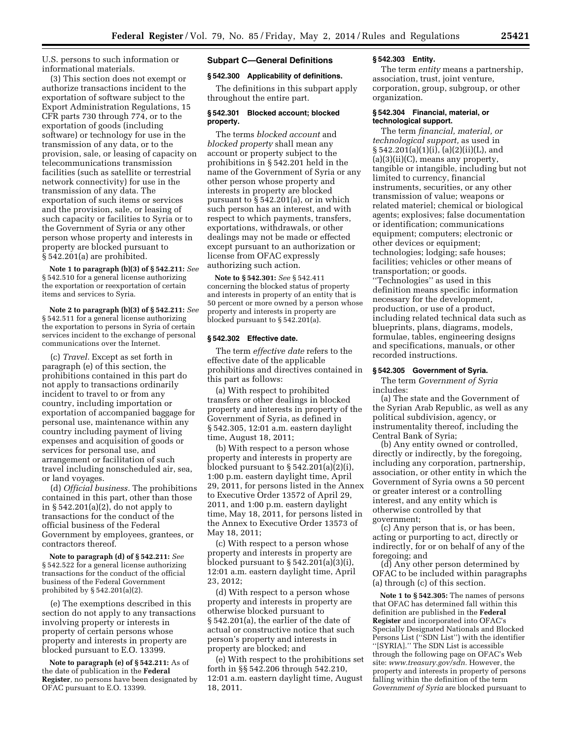U.S. persons to such information or informational materials.

(3) This section does not exempt or authorize transactions incident to the exportation of software subject to the Export Administration Regulations, 15 CFR parts 730 through 774, or to the exportation of goods (including software) or technology for use in the transmission of any data, or to the provision, sale, or leasing of capacity on telecommunications transmission facilities (such as satellite or terrestrial network connectivity) for use in the transmission of any data. The exportation of such items or services and the provision, sale, or leasing of such capacity or facilities to Syria or to the Government of Syria or any other person whose property and interests in property are blocked pursuant to § 542.201(a) are prohibited.

**Note 1 to paragraph (b)(3) of § 542.211:** *See* § 542.510 for a general license authorizing the exportation or reexportation of certain items and services to Syria.

**Note 2 to paragraph (b)(3) of § 542.211:** *See* § 542.511 for a general license authorizing the exportation to persons in Syria of certain services incident to the exchange of personal communications over the Internet.

(c) *Travel.* Except as set forth in paragraph (e) of this section, the prohibitions contained in this part do not apply to transactions ordinarily incident to travel to or from any country, including importation or exportation of accompanied baggage for personal use, maintenance within any country including payment of living expenses and acquisition of goods or services for personal use, and arrangement or facilitation of such travel including nonscheduled air, sea, or land voyages.

(d) *Official business.* The prohibitions contained in this part, other than those in § 542.201(a)(2), do not apply to transactions for the conduct of the official business of the Federal Government by employees, grantees, or contractors thereof.

**Note to paragraph (d) of § 542.211:** *See* § 542.522 for a general license authorizing transactions for the conduct of the official business of the Federal Government prohibited by § 542.201(a)(2).

(e) The exemptions described in this section do not apply to any transactions involving property or interests in property of certain persons whose property and interests in property are blocked pursuant to E.O. 13399.

**Note to paragraph (e) of § 542.211:** As of the date of publication in the **Federal Register**, no persons have been designated by OFAC pursuant to E.O. 13399.

## Subpart C—General Definitions

### § 542.300 Applicability of definitions.

The definitions in this subpart apply throughout the entire part.

### § 542.301 Blocked account; blocked property.

The terms *blocked account* and *blocked property* shall mean any account or property subject to the prohibitions in § 542.201 held in the name of the Government of Syria or any other person whose property and interests in property are blocked pursuant to § 542.201(a), or in which such person has an interest, and with respect to which payments, transfers, exportations, withdrawals, or other dealings may not be made or effected except pursuant to an authorization or license from OFAC expressly authorizing such action.

**Note to § 542.301:** *See* § 542.411 concerning the blocked status of property and interests in property of an entity that is 50 percent or more owned by a person whose property and interests in property are blocked pursuant to § 542.201(a).

### § 542.302 Effective date.

The term *effective date* refers to the effective date of the applicable prohibitions and directives contained in this part as follows:

(a) With respect to prohibited transfers or other dealings in blocked property and interests in property of the Government of Syria, as defined in § 542.305, 12:01 a.m. eastern daylight time, August 18, 2011;

(b) With respect to a person whose property and interests in property are blocked pursuant to § 542.201(a)(2)(i), 1:00 p.m. eastern daylight time, April 29, 2011, for persons listed in the Annex to Executive Order 13572 of April 29, 2011, and 1:00 p.m. eastern daylight time, May 18, 2011, for persons listed in the Annex to Executive Order 13573 of May 18, 2011;

(c) With respect to a person whose property and interests in property are blocked pursuant to § 542.201(a)(3)(i), 12:01 a.m. eastern daylight time, April 23, 2012;

(d) With respect to a person whose property and interests in property are otherwise blocked pursuant to § 542.201(a), the earlier of the date of actual or constructive notice that such person's property and interests in property are blocked; and

(e) With respect to the prohibitions set forth in §§ 542.206 through 542.210, 12:01 a.m. eastern daylight time, August 18, 2011.

### § 542.303 Entity.

The term *entity* means a partnership, association, trust, joint venture, corporation, group, subgroup, or other organization.

### § 542.304 Financial, material, or technological support.

The term *financial, material, or technological support,* as used in § 542.201(a)(1)(i), (a)(2)(ii)(L), and (a)(3)(ii)(C), means any property, tangible or intangible, including but not limited to currency, financial instruments, securities, or any other transmission of value; weapons or related materiel; chemical or biological agents; explosives; false documentation or identification; communications equipment; computers; electronic or other devices or equipment; technologies; lodging; safe houses; facilities; vehicles or other means of transportation; or goods. "Technologies" as used in this definition means specific information necessary for the development, production, or use of a product, including related technical data such as blueprints, plans, diagrams, models, formulae, tables, engineering designs and specifications, manuals, or other recorded instructions.

### § 542.305 Government of Syria.

The term *Government of Syria* includes:

(a) The state and the Government of the Syrian Arab Republic, as well as any political subdivision, agency, or instrumentality thereof, including the Central Bank of Syria;

(b) Any entity owned or controlled, directly or indirectly, by the foregoing, including any corporation, partnership, association, or other entity in which the Government of Syria owns a 50 percent or greater interest or a controlling interest, and any entity which is otherwise controlled by that government;

(c) Any person that is, or has been, acting or purporting to act, directly or indirectly, for or on behalf of any of the foregoing; and

(d) Any other person determined by OFAC to be included within paragraphs (a) through (c) of this section.

**Note 1 to § 542.305:** The names of persons that OFAC has determined fall within this definition are published in the **Federal Register** and incorporated into OFAC's Specially Designated Nationals and Blocked Persons List ("SDN List") with the identifier "[SYRIA]." The SDN List is accessible through the following page on OFAC's Web site: *www.treasury.gov/sdn.* However, the property and interests in property of persons falling within the definition of the term *Government of Syria* are blocked pursuant to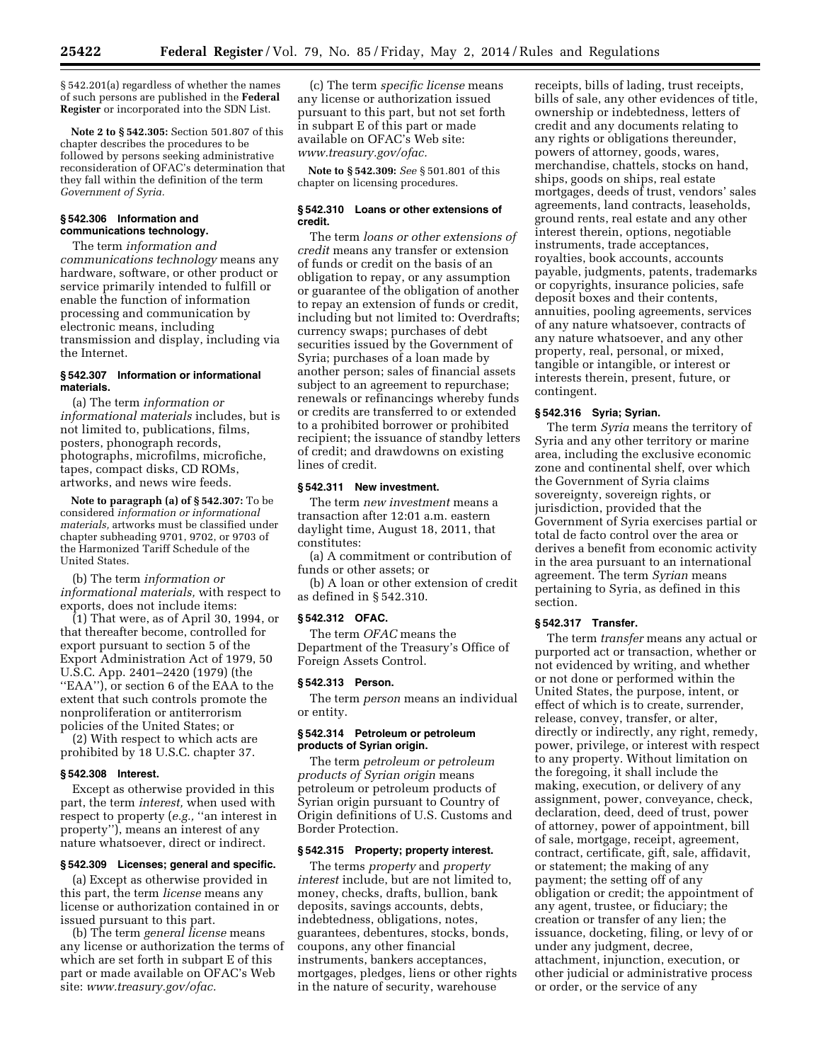§ 542.201(a) regardless of whether the names of such persons are published in the **Federal Register** or incorporated into the SDN List.

**Note 2 to § 542.305:** Section 501.807 of this chapter describes the procedures to be followed by persons seeking administrative reconsideration of OFAC's determination that they fall within the definition of the term *Government of Syria.*

### § 542.306 Information and communications technology.

The term *information and communications technology* means any hardware, software, or other product or service primarily intended to fulfill or enable the function of information processing and communication by electronic means, including transmission and display, including via the Internet.

### § 542.307 Information or informational materials.

(a) The term *information or informational materials* includes, but is not limited to, publications, films, posters, phonograph records, photographs, microfilms, microfiche, tapes, compact disks, CD ROMs, artworks, and news wire feeds.

**Note to paragraph (a) of § 542.307:** To be considered *information or informational materials,* artworks must be classified under chapter subheading 9701, 9702, or 9703 of the Harmonized Tariff Schedule of the United States.

(b) The term *information or informational materials,* with respect to exports, does not include items:

(1) That were, as of April 30, 1994, or that thereafter become, controlled for export pursuant to section 5 of the Export Administration Act of 1979, 50 U.S.C. App. 2401–2420 (1979) (the ''EAA''), or section 6 of the EAA to the extent that such controls promote the nonproliferation or antiterrorism policies of the United States; or

(2) With respect to which acts are prohibited by 18 U.S.C. chapter 37.

### § 542.308 Interest.

Except as otherwise provided in this part, the term *interest,* when used with respect to property (*e.g.,* ''an interest in property''), means an interest of any nature whatsoever, direct or indirect.

### § 542.309 Licenses; general and specific.

(a) Except as otherwise provided in this part, the term *license* means any license or authorization contained in or issued pursuant to this part.

(b) The term *general license* means any license or authorization the terms of which are set forth in subpart E of this part or made available on OFAC's Web site: *www.treasury.gov/ofac.*

(c) The term *specific license* means any license or authorization issued pursuant to this part, but not set forth in subpart E of this part or made available on OFAC's Web site: *www.treasury.gov/ofac.*

**Note to § 542.309:** *See* § 501.801 of this chapter on licensing procedures.

### § 542.310 Loans or other extensions of credit.

The term *loans or other extensions of credit* means any transfer or extension of funds or credit on the basis of an obligation to repay, or any assumption or guarantee of the obligation of another to repay an extension of funds or credit, including but not limited to: Overdrafts; currency swaps; purchases of debt securities issued by the Government of Syria; purchases of a loan made by another person; sales of financial assets subject to an agreement to repurchase; renewals or refinancings whereby funds or credits are transferred to or extended to a prohibited borrower or prohibited recipient; the issuance of standby letters of credit; and drawdowns on existing lines of credit.

### § 542.311 New investment.

The term *new investment* means a transaction after 12:01 a.m. eastern daylight time, August 18, 2011, that constitutes:

(a) A commitment or contribution of funds or other assets; or

(b) A loan or other extension of credit as defined in § 542.310.

### § 542.312 OFAC.

The term *OFAC* means the Department of the Treasury's Office of Foreign Assets Control.

### § 542.313 Person.

The term *person* means an individual or entity.

### § 542.314 Petroleum or petroleum products of Syrian origin.

The term *petroleum or petroleum products of Syrian origin* means petroleum or petroleum products of Syrian origin pursuant to Country of Origin definitions of U.S. Customs and Border Protection.

### § 542.315 Property; property interest.

The terms *property* and *property interest* include, but are not limited to, money, checks, drafts, bullion, bank deposits, savings accounts, debts, indebtedness, obligations, notes, guarantees, debentures, stocks, bonds, coupons, any other financial instruments, bankers acceptances, mortgages, pledges, liens or other rights in the nature of security, warehouse receipts, bills of lading, trust receipts, bills of sale, any other evidences of title, ownership or indebtedness, letters of credit and any documents relating to any rights or obligations thereunder, powers of attorney, goods, wares, merchandise, chattels, stocks on hand, ships, goods on ships, real estate mortgages, deeds of trust, vendors' sales agreements, land contracts, leaseholds, ground rents, real estate and any other interest therein, options, negotiable instruments, trade acceptances, royalties, book accounts, accounts payable, judgments, patents, trademarks or copyrights, insurance policies, safe deposit boxes and their contents, annuities, pooling agreements, services of any nature whatsoever, contracts of any nature whatsoever, and any other property, real, personal, or mixed, tangible or intangible, or interest or interests therein, present, future, or contingent.

### § 542.316 Syria; Syrian.

The term *Syria* means the territory of Syria and any other territory or marine area, including the exclusive economic zone and continental shelf, over which the Government of Syria claims sovereignty, sovereign rights, or jurisdiction, provided that the Government of Syria exercises partial or total de facto control over the area or derives a benefit from economic activity in the area pursuant to an international agreement. The term *Syrian* means pertaining to Syria, as defined in this section.

### § 542.317 Transfer.

The term *transfer* means any actual or purported act or transaction, whether or not evidenced by writing, and whether or not done or performed within the United States, the purpose, intent, or effect of which is to create, surrender, release, convey, transfer, or alter, directly or indirectly, any right, remedy, power, privilege, or interest with respect to any property. Without limitation on the foregoing, it shall include the making, execution, or delivery of any assignment, power, conveyance, check, declaration, deed, deed of trust, power of attorney, power of appointment, bill of sale, mortgage, receipt, agreement, contract, certificate, gift, sale, affidavit, or statement; the making of any payment; the setting off of any obligation or credit; the appointment of any agent, trustee, or fiduciary; the creation or transfer of any lien; the issuance, docketing, filing, or levy of or under any judgment, decree, attachment, injunction, execution, or other judicial or administrative process or order, or the service of any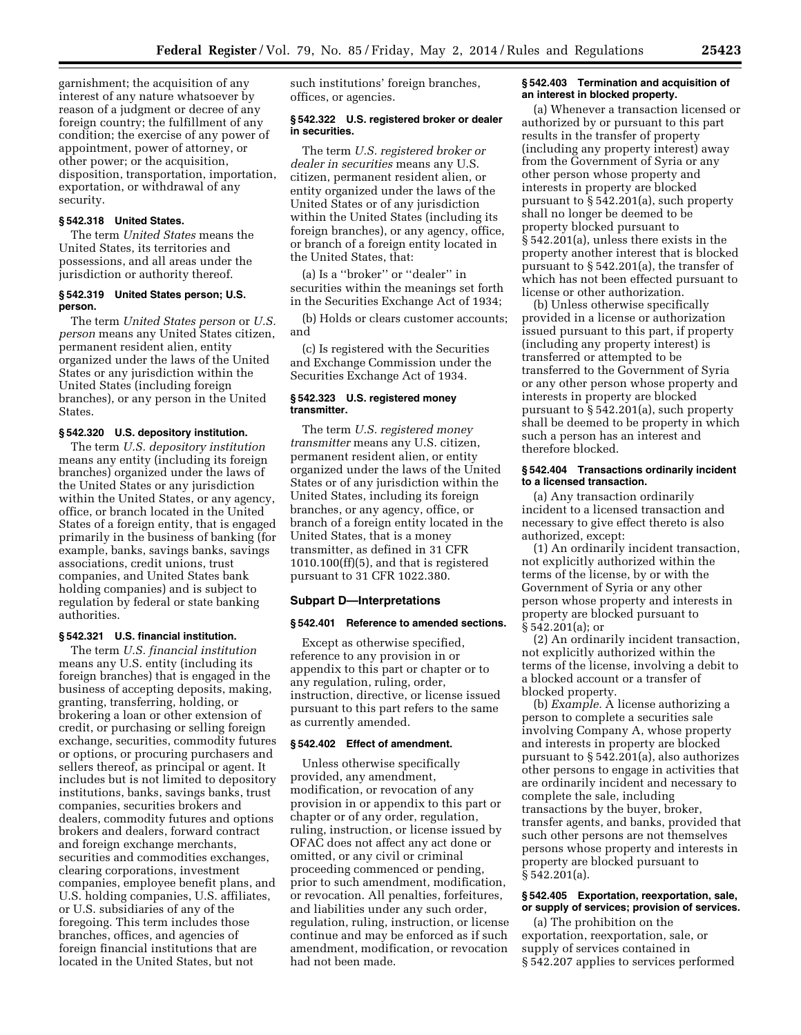garnishment; the acquisition of any interest of any nature whatsoever by reason of a judgment or decree of any foreign country; the fulfillment of any condition; the exercise of any power of appointment, power of attorney, or other power; or the acquisition, disposition, transportation, importation, exportation, or withdrawal of any security.

### § 542.318 United States.

The term *United States* means the United States, its territories and possessions, and all areas under the jurisdiction or authority thereof.

### § 542.319 United States person; U.S. person.

The term *United States person* or *U.S. person* means any United States citizen, permanent resident alien, entity organized under the laws of the United States or any jurisdiction within the United States (including foreign branches), or any person in the United States.

### § 542.320 U.S. depository institution.

The term *U.S. depository institution* means any entity (including its foreign branches) organized under the laws of the United States or any jurisdiction within the United States, or any agency, office, or branch located in the United States of a foreign entity, that is engaged primarily in the business of banking (for example, banks, savings banks, savings associations, credit unions, trust companies, and United States bank holding companies) and is subject to regulation by federal or state banking authorities.

### § 542.321 U.S. financial institution.

The term *U.S. financial institution* means any U.S. entity (including its foreign branches) that is engaged in the business of accepting deposits, making, granting, transferring, holding, or brokering a loan or other extension of credit, or purchasing or selling foreign exchange, securities, commodity futures or options, or procuring purchasers and sellers thereof, as principal or agent. It includes but is not limited to depository institutions, banks, savings banks, trust companies, securities brokers and dealers, commodity futures and options brokers and dealers, forward contract and foreign exchange merchants, securities and commodities exchanges, clearing corporations, investment companies, employee benefit plans, and U.S. holding companies, U.S. affiliates, or U.S. subsidiaries of any of the foregoing. This term includes those branches, offices, and agencies of foreign financial institutions that are located in the United States, but not such institutions' foreign branches, offices, or agencies.

### § 542.322 U.S. registered broker or dealer in securities.

The term *U.S. registered broker or dealer in securities* means any U.S. citizen, permanent resident alien, or entity organized under the laws of the United States or of any jurisdiction within the United States (including its foreign branches), or any agency, office, or branch of a foreign entity located in the United States, that:

(a) Is a ''broker'' or ''dealer'' in securities within the meanings set forth in the Securities Exchange Act of 1934;

(b) Holds or clears customer accounts; and

(c) Is registered with the Securities and Exchange Commission under the Securities Exchange Act of 1934.

### § 542.323 U.S. registered money transmitter.

The term *U.S. registered money transmitter* means any U.S. citizen, permanent resident alien, or entity organized under the laws of the United States or of any jurisdiction within the United States, including its foreign branches, or any agency, office, or branch of a foreign entity located in the United States, that is a money transmitter, as defined in 31 CFR 1010.100(ff)(5), and that is registered pursuant to 31 CFR 1022.380.

## Subpart D—Interpretations

### § 542.401 Reference to amended sections.

Except as otherwise specified, reference to any provision in or appendix to this part or chapter or to any regulation, ruling, order, instruction, directive, or license issued pursuant to this part refers to the same as currently amended.

### § 542.402 Effect of amendment.

Unless otherwise specifically provided, any amendment, modification, or revocation of any provision in or appendix to this part or chapter or of any order, regulation, ruling, instruction, or license issued by OFAC does not affect any act done or omitted, or any civil or criminal proceeding commenced or pending, prior to such amendment, modification, or revocation. All penalties, forfeitures, and liabilities under any such order, regulation, ruling, instruction, or license continue and may be enforced as if such amendment, modification, or revocation had not been made.

### § 542.403 Termination and acquisition of an interest in blocked property.

(a) Whenever a transaction licensed or authorized by or pursuant to this part results in the transfer of property (including any property interest) away from the Government of Syria or any other person whose property and interests in property are blocked pursuant to § 542.201(a), such property shall no longer be deemed to be property blocked pursuant to § 542.201(a), unless there exists in the property another interest that is blocked pursuant to § 542.201(a), the transfer of which has not been effected pursuant to license or other authorization.

(b) Unless otherwise specifically provided in a license or authorization issued pursuant to this part, if property (including any property interest) is transferred or attempted to be transferred to the Government of Syria or any other person whose property and interests in property are blocked pursuant to § 542.201(a), such property shall be deemed to be property in which such a person has an interest and therefore blocked.

### § 542.404 Transactions ordinarily incident to a licensed transaction.

(a) Any transaction ordinarily incident to a licensed transaction and necessary to give effect thereto is also authorized, except:

(1) An ordinarily incident transaction, not explicitly authorized within the terms of the license, by or with the Government of Syria or any other person whose property and interests in property are blocked pursuant to § 542.201(a); or

(2) An ordinarily incident transaction, not explicitly authorized within the terms of the license, involving a debit to a blocked account or a transfer of blocked property.

(b) *Example.* A license authorizing a person to complete a securities sale involving Company A, whose property and interests in property are blocked pursuant to § 542.201(a), also authorizes other persons to engage in activities that are ordinarily incident and necessary to complete the sale, including transactions by the buyer, broker, transfer agents, and banks, provided that such other persons are not themselves persons whose property and interests in property are blocked pursuant to § 542.201(a).

### § 542.405 Exportation, reexportation, sale, or supply of services; provision of services.

(a) The prohibition on the exportation, reexportation, sale, or supply of services contained in § 542.207 applies to services performed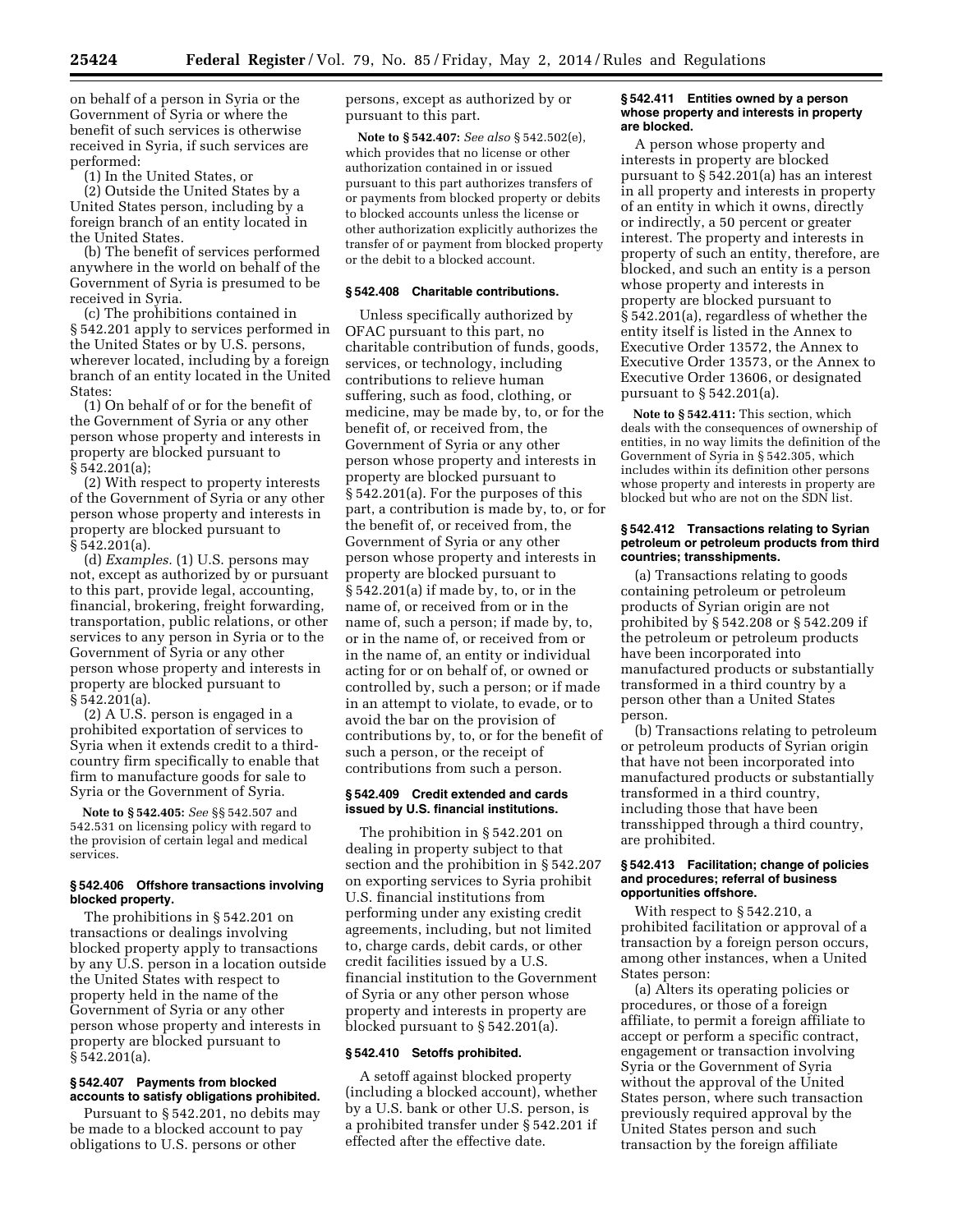on behalf of a person in Syria or the Government of Syria or where the benefit of such services is otherwise received in Syria, if such services are performed:

(1) In the United States, or

(2) Outside the United States by a United States person, including by a foreign branch of an entity located in the United States.

(b) The benefit of services performed anywhere in the world on behalf of the Government of Syria is presumed to be received in Syria.

(c) The prohibitions contained in § 542.201 apply to services performed in the United States or by U.S. persons, wherever located, including by a foreign branch of an entity located in the United States:

(1) On behalf of or for the benefit of the Government of Syria or any other person whose property and interests in property are blocked pursuant to § 542.201(a);

(2) With respect to property interests of the Government of Syria or any other person whose property and interests in property are blocked pursuant to § 542.201(a).

(d) *Examples.* (1) U.S. persons may not, except as authorized by or pursuant to this part, provide legal, accounting, financial, brokering, freight forwarding, transportation, public relations, or other services to any person in Syria or to the Government of Syria or any other person whose property and interests in property are blocked pursuant to § 542.201(a).

(2) A U.S. person is engaged in a prohibited exportation of services to Syria when it extends credit to a third-country firm specifically to enable that firm to manufacture goods for sale to Syria or the Government of Syria.

**Note to § 542.405:** *See* §§ 542.507 and 542.531 on licensing policy with regard to the provision of certain legal and medical services.

### § 542.406 Offshore transactions involving blocked property.

The prohibitions in § 542.201 on transactions or dealings involving blocked property apply to transactions by any U.S. person in a location outside the United States with respect to property held in the name of the Government of Syria or any other person whose property and interests in property are blocked pursuant to § 542.201(a).

### § 542.407 Payments from blocked accounts to satisfy obligations prohibited.

Pursuant to § 542.201, no debits may be made to a blocked account to pay obligations to U.S. persons or other persons, except as authorized by or pursuant to this part.

**Note to § 542.407:** *See also* § 542.502(e), which provides that no license or other authorization contained in or issued pursuant to this part authorizes transfers of or payments from blocked property or debits to blocked accounts unless the license or other authorization explicitly authorizes the transfer of or payment from blocked property or the debit to a blocked account.

### § 542.408 Charitable contributions.

Unless specifically authorized by OFAC pursuant to this part, no charitable contribution of funds, goods, services, or technology, including contributions to relieve human suffering, such as food, clothing, or medicine, may be made by, to, or for the benefit of, or received from, the Government of Syria or any other person whose property and interests in property are blocked pursuant to § 542.201(a). For the purposes of this part, a contribution is made by, to, or for the benefit of, or received from, the Government of Syria or any other person whose property and interests in property are blocked pursuant to § 542.201(a) if made by, to, or in the name of, or received from or in the name of, such a person; if made by, to, or in the name of, or received from or in the name of, an entity or individual acting for or on behalf of, or owned or controlled by, such a person; or if made in an attempt to violate, to evade, or to avoid the bar on the provision of contributions by, to, or for the benefit of such a person, or the receipt of contributions from such a person.

### § 542.409 Credit extended and cards issued by U.S. financial institutions.

The prohibition in § 542.201 on dealing in property subject to that section and the prohibition in § 542.207 on exporting services to Syria prohibit U.S. financial institutions from performing under any existing credit agreements, including, but not limited to, charge cards, debit cards, or other credit facilities issued by a U.S. financial institution to the Government of Syria or any other person whose property and interests in property are blocked pursuant to § 542.201(a).

### § 542.410 Setoffs prohibited.

A setoff against blocked property (including a blocked account), whether by a U.S. bank or other U.S. person, is a prohibited transfer under § 542.201 if effected after the effective date.

### § 542.411 Entities owned by a person whose property and interests in property are blocked.

A person whose property and interests in property are blocked pursuant to § 542.201(a) has an interest in all property and interests in property of an entity in which it owns, directly or indirectly, a 50 percent or greater interest. The property and interests in property of such an entity, therefore, are blocked, and such an entity is a person whose property and interests in property are blocked pursuant to § 542.201(a), regardless of whether the entity itself is listed in the Annex to Executive Order 13572, the Annex to Executive Order 13573, or the Annex to Executive Order 13606, or designated pursuant to § 542.201(a).

**Note to § 542.411:** This section, which deals with the consequences of ownership of entities, in no way limits the definition of the Government of Syria in § 542.305, which includes within its definition other persons whose property and interests in property are blocked but who are not on the SDN list.

### § 542.412 Transactions relating to Syrian petroleum or petroleum products from third countries; transshipments.

(a) Transactions relating to goods containing petroleum or petroleum products of Syrian origin are not prohibited by § 542.208 or § 542.209 if the petroleum or petroleum products have been incorporated into manufactured products or substantially transformed in a third country by a person other than a United States person.

(b) Transactions relating to petroleum or petroleum products of Syrian origin that have not been incorporated into manufactured products or substantially transformed in a third country, including those that have been transshipped through a third country, are prohibited.

### § 542.413 Facilitation; change of policies and procedures; referral of business opportunities offshore.

With respect to § 542.210, a prohibited facilitation or approval of a transaction by a foreign person occurs, among other instances, when a United States person:

(a) Alters its operating policies or procedures, or those of a foreign affiliate, to permit a foreign affiliate to accept or perform a specific contract, engagement or transaction involving Syria or the Government of Syria without the approval of the United States person, where such transaction previously required approval by the United States person and such transaction by the foreign affiliate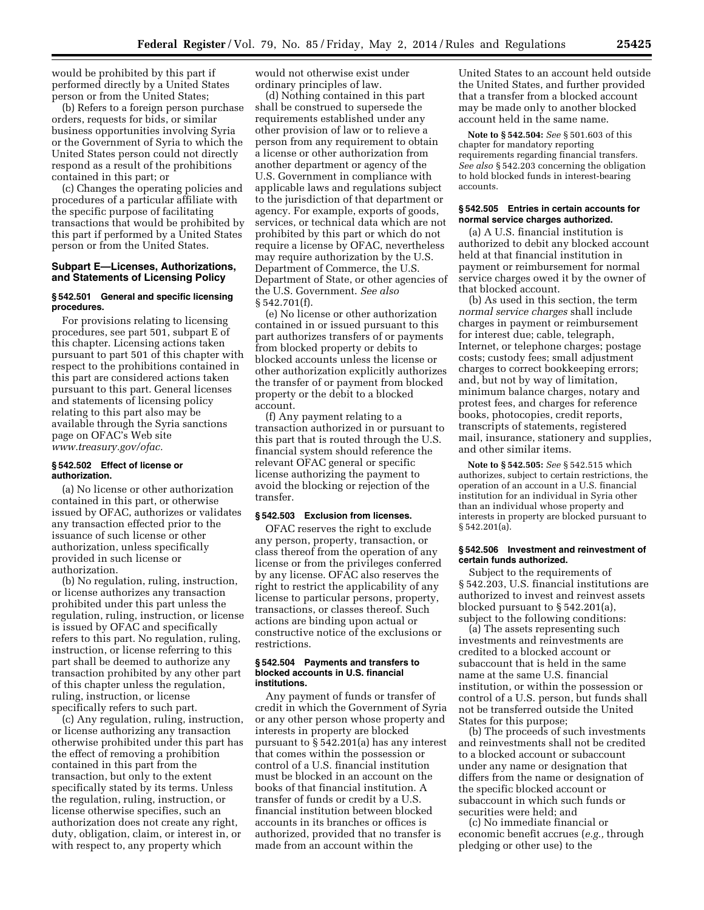would be prohibited by this part if performed directly by a United States person or from the United States;

(b) Refers to a foreign person purchase orders, requests for bids, or similar business opportunities involving Syria or the Government of Syria to which the United States person could not directly respond as a result of the prohibitions contained in this part; or

(c) Changes the operating policies and procedures of a particular affiliate with the specific purpose of facilitating transactions that would be prohibited by this part if performed by a United States person or from the United States.

## Subpart E—Licenses, Authorizations, and Statements of Licensing Policy

### § 542.501 General and specific licensing procedures.

For provisions relating to licensing procedures, see part 501, subpart E of this chapter. Licensing actions taken pursuant to part 501 of this chapter with respect to the prohibitions contained in this part are considered actions taken pursuant to this part. General licenses and statements of licensing policy relating to this part also may be available through the Syria sanctions page on OFAC's Web site *www.treasury.gov/ofac.*

### § 542.502 Effect of license or authorization.

(a) No license or other authorization contained in this part, or otherwise issued by OFAC, authorizes or validates any transaction effected prior to the issuance of such license or other authorization, unless specifically provided in such license or authorization.

(b) No regulation, ruling, instruction, or license authorizes any transaction prohibited under this part unless the regulation, ruling, instruction, or license is issued by OFAC and specifically refers to this part. No regulation, ruling, instruction, or license referring to this part shall be deemed to authorize any transaction prohibited by any other part of this chapter unless the regulation, ruling, instruction, or license specifically refers to such part.

(c) Any regulation, ruling, instruction, or license authorizing any transaction otherwise prohibited under this part has the effect of removing a prohibition contained in this part from the transaction, but only to the extent specifically stated by its terms. Unless the regulation, ruling, instruction, or license otherwise specifies, such an authorization does not create any right, duty, obligation, claim, or interest in, or with respect to, any property which would not otherwise exist under ordinary principles of law.

(d) Nothing contained in this part shall be construed to supersede the requirements established under any other provision of law or to relieve a person from any requirement to obtain a license or other authorization from another department or agency of the U.S. Government in compliance with applicable laws and regulations subject to the jurisdiction of that department or agency. For example, exports of goods, services, or technical data which are not prohibited by this part or which do not require a license by OFAC, nevertheless may require authorization by the U.S. Department of Commerce, the U.S. Department of State, or other agencies of the U.S. Government. *See also* § 542.701(f).

(e) No license or other authorization contained in or issued pursuant to this part authorizes transfers of or payments from blocked property or debits to blocked accounts unless the license or other authorization explicitly authorizes the transfer of or payment from blocked property or the debit to a blocked account.

(f) Any payment relating to a transaction authorized in or pursuant to this part that is routed through the U.S. financial system should reference the relevant OFAC general or specific license authorizing the payment to avoid the blocking or rejection of the transfer.

### § 542.503 Exclusion from licenses.

OFAC reserves the right to exclude any person, property, transaction, or class thereof from the operation of any license or from the privileges conferred by any license. OFAC also reserves the right to restrict the applicability of any license to particular persons, property, transactions, or classes thereof. Such actions are binding upon actual or constructive notice of the exclusions or restrictions.

### § 542.504 Payments and transfers to blocked accounts in U.S. financial institutions.

Any payment of funds or transfer of credit in which the Government of Syria or any other person whose property and interests in property are blocked pursuant to § 542.201(a) has any interest that comes within the possession or control of a U.S. financial institution must be blocked in an account on the books of that financial institution. A transfer of funds or credit by a U.S. financial institution between blocked accounts in its branches or offices is authorized, provided that no transfer is made from an account within the United States to an account held outside the United States, and further provided that a transfer from a blocked account may be made only to another blocked account held in the same name.

**Note to § 542.504:** *See* § 501.603 of this chapter for mandatory reporting requirements regarding financial transfers. *See also* § 542.203 concerning the obligation to hold blocked funds in interest-bearing accounts.

### § 542.505 Entries in certain accounts for normal service charges authorized.

(a) A U.S. financial institution is authorized to debit any blocked account held at that financial institution in payment or reimbursement for normal service charges owed it by the owner of that blocked account.

(b) As used in this section, the term *normal service charges* shall include charges in payment or reimbursement for interest due; cable, telegraph, Internet, or telephone charges; postage costs; custody fees; small adjustment charges to correct bookkeeping errors; and, but not by way of limitation, minimum balance charges, notary and protest fees, and charges for reference books, photocopies, credit reports, transcripts of statements, registered mail, insurance, stationery and supplies, and other similar items.

**Note to § 542.505:** *See* § 542.515 which authorizes, subject to certain restrictions, the operation of an account in a U.S. financial institution for an individual in Syria other than an individual whose property and interests in property are blocked pursuant to § 542.201(a).

### § 542.506 Investment and reinvestment of certain funds authorized.

Subject to the requirements of § 542.203, U.S. financial institutions are authorized to invest and reinvest assets blocked pursuant to § 542.201(a), subject to the following conditions:

(a) The assets representing such investments and reinvestments are credited to a blocked account or subaccount that is held in the same name at the same U.S. financial institution, or within the possession or control of a U.S. person, but funds shall not be transferred outside the United States for this purpose;

(b) The proceeds of such investments and reinvestments shall not be credited to a blocked account or subaccount under any name or designation that differs from the name or designation of the specific blocked account or subaccount in which such funds or securities were held; and

(c) No immediate financial or economic benefit accrues (*e.g.,* through pledging or other use) to the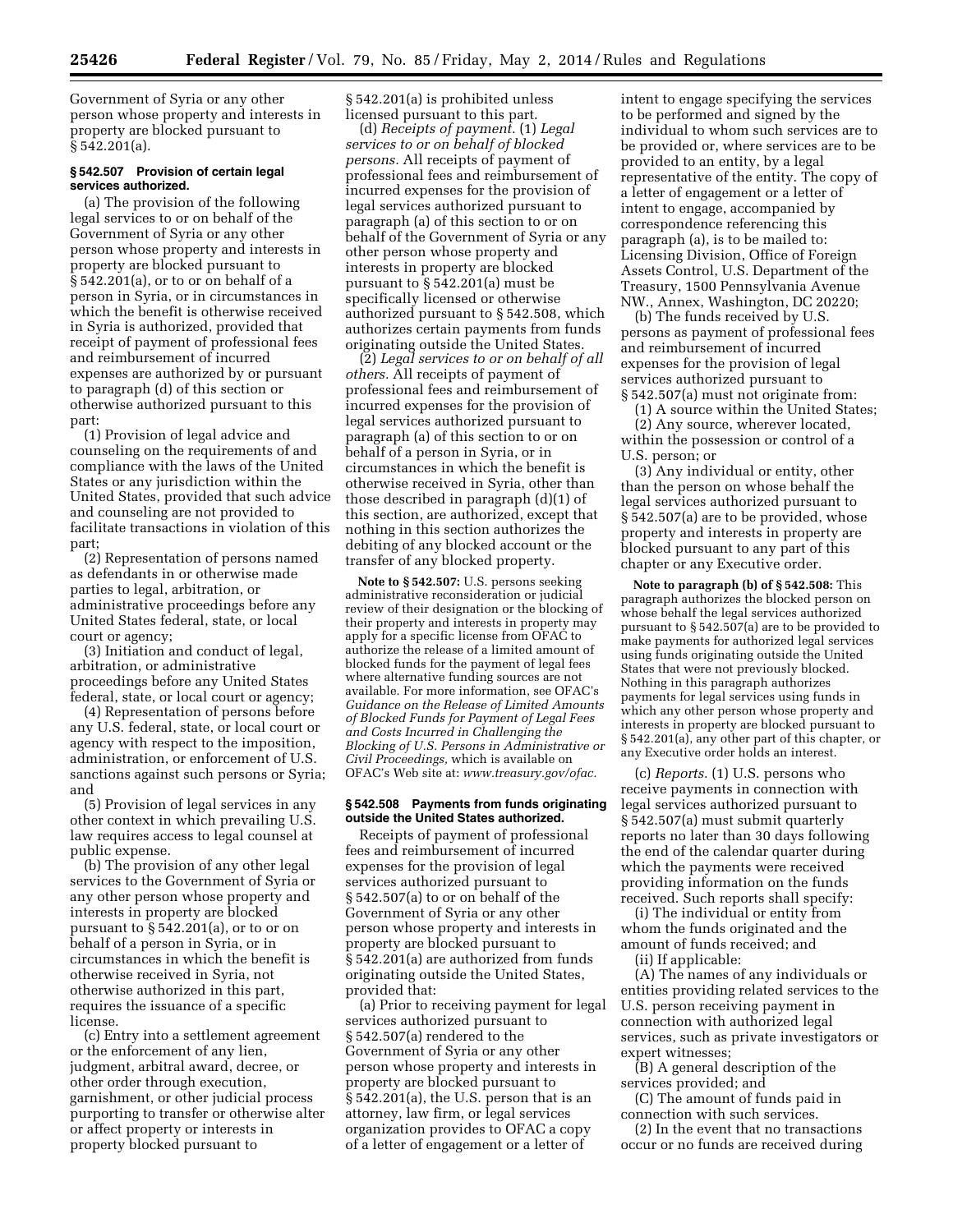Government of Syria or any other person whose property and interests in property are blocked pursuant to § 542.201(a).

**§ 542.507 Provision of certain legal services authorized.**

(a) The provision of the following legal services to or on behalf of the Government of Syria or any other person whose property and interests in property are blocked pursuant to § 542.201(a), or to or on behalf of a person in Syria, or in circumstances in which the benefit is otherwise received in Syria is authorized, provided that receipt of payment of professional fees and reimbursement of incurred expenses are authorized by or pursuant to paragraph (d) of this section or otherwise authorized pursuant to this part:

(1) Provision of legal advice and counseling on the requirements of and compliance with the laws of the United States or any jurisdiction within the United States, provided that such advice and counseling are not provided to facilitate transactions in violation of this part;

(2) Representation of persons named as defendants in or otherwise made parties to legal, arbitration, or administrative proceedings before any United States federal, state, or local court or agency;

(3) Initiation and conduct of legal, arbitration, or administrative proceedings before any United States federal, state, or local court or agency;

(4) Representation of persons before any U.S. federal, state, or local court or agency with respect to the imposition, administration, or enforcement of U.S. sanctions against such persons or Syria; and

(5) Provision of legal services in any other context in which prevailing U.S. law requires access to legal counsel at public expense.

(b) The provision of any other legal services to the Government of Syria or any other person whose property and interests in property are blocked pursuant to § 542.201(a), or to or on behalf of a person in Syria, or in circumstances in which the benefit is otherwise received in Syria, not otherwise authorized in this part, requires the issuance of a specific license.

(c) Entry into a settlement agreement or the enforcement of any lien, judgment, arbitral award, decree, or other order through execution, garnishment, or other judicial process purporting to transfer or otherwise alter or affect property or interests in property blocked pursuant to § 542.201(a) is prohibited unless licensed pursuant to this part.

(d) *Receipts of payment.* (1) *Legal services to or on behalf of blocked persons.* All receipts of payment of professional fees and reimbursement of incurred expenses for the provision of legal services authorized pursuant to paragraph (a) of this section to or on behalf of the Government of Syria or any other person whose property and interests in property are blocked pursuant to § 542.201(a) must be specifically licensed or otherwise authorized pursuant to § 542.508, which authorizes certain payments from funds originating outside the United States.

(2) *Legal services to or on behalf of all others.* All receipts of payment of professional fees and reimbursement of incurred expenses for the provision of legal services authorized pursuant to paragraph (a) of this section to or on behalf of a person in Syria, or in circumstances in which the benefit is otherwise received in Syria, other than those described in paragraph (d)(1) of this section, are authorized, except that nothing in this section authorizes the debiting of any blocked account or the transfer of any blocked property.

**Note to § 542.507:** U.S. persons seeking administrative reconsideration or judicial review of their designation or the blocking of their property and interests in property may apply for a specific license from OFAC to authorize the release of a limited amount of blocked funds for the payment of legal fees where alternative funding sources are not available. For more information, see OFAC's *Guidance on the Release of Limited Amounts of Blocked Funds for Payment of Legal Fees and Costs Incurred in Challenging the Blocking of U.S. Persons in Administrative or Civil Proceedings,* which is available on OFAC's Web site at: *www.treasury.gov/ofac.*

**§ 542.508 Payments from funds originating outside the United States authorized.**

Receipts of payment of professional fees and reimbursement of incurred expenses for the provision of legal services authorized pursuant to § 542.507(a) to or on behalf of the Government of Syria or any other person whose property and interests in property are blocked pursuant to § 542.201(a) are authorized from funds originating outside the United States, provided that:

(a) Prior to receiving payment for legal services authorized pursuant to § 542.507(a) rendered to the Government of Syria or any other person whose property and interests in property are blocked pursuant to § 542.201(a), the U.S. person that is an attorney, law firm, or legal services organization provides to OFAC a copy of a letter of engagement or a letter of intent to engage specifying the services to be performed and signed by the individual to whom such services are to be provided or, where services are to be provided to an entity, by a legal representative of the entity. The copy of a letter of engagement or a letter of intent to engage, accompanied by correspondence referencing this paragraph (a), is to be mailed to: Licensing Division, Office of Foreign Assets Control, U.S. Department of the Treasury, 1500 Pennsylvania Avenue NW., Annex, Washington, DC 20220;

(b) The funds received by U.S. persons as payment of professional fees and reimbursement of incurred expenses for the provision of legal services authorized pursuant to § 542.507(a) must not originate from:

(1) A source within the United States;

(2) Any source, wherever located, within the possession or control of a U.S. person; or

(3) Any individual or entity, other than the person on whose behalf the legal services authorized pursuant to § 542.507(a) are to be provided, whose property and interests in property are blocked pursuant to any part of this chapter or any Executive order.

**Note to paragraph (b) of § 542.508:** This paragraph authorizes the blocked person on whose behalf the legal services authorized pursuant to § 542.507(a) are to be provided to make payments for authorized legal services using funds originating outside the United States that were not previously blocked. Nothing in this paragraph authorizes payments for legal services using funds in which any other person whose property and interests in property are blocked pursuant to § 542.201(a), any other part of this chapter, or any Executive order holds an interest.

(c) *Reports.* (1) U.S. persons who receive payments in connection with legal services authorized pursuant to § 542.507(a) must submit quarterly reports no later than 30 days following the end of the calendar quarter during which the payments were received providing information on the funds received. Such reports shall specify:

(i) The individual or entity from whom the funds originated and the amount of funds received; and

(ii) If applicable:

(A) The names of any individuals or entities providing related services to the U.S. person receiving payment in connection with authorized legal services, such as private investigators or expert witnesses;

(B) A general description of the services provided; and

(C) The amount of funds paid in connection with such services.

(2) In the event that no transactions occur or no funds are received during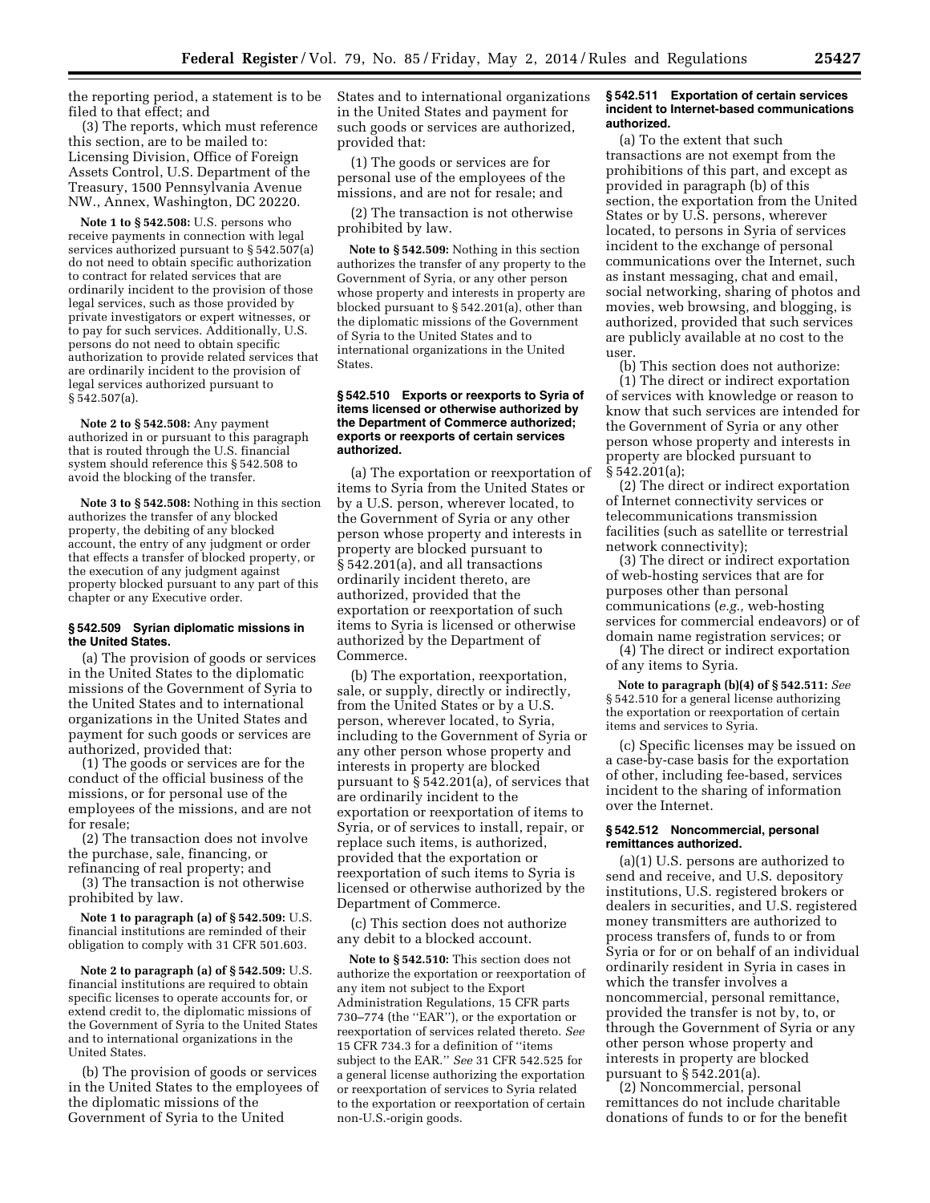the reporting period, a statement is to be filed to that effect; and

(3) The reports, which must reference this section, are to be mailed to: Licensing Division, Office of Foreign Assets Control, U.S. Department of the Treasury, 1500 Pennsylvania Avenue NW., Annex, Washington, DC 20220.

**Note 1 to § 542.508:** U.S. persons who receive payments in connection with legal services authorized pursuant to § 542.507(a) do not need to obtain specific authorization to contract for related services that are ordinarily incident to the provision of those legal services, such as those provided by private investigators or expert witnesses, or to pay for such services. Additionally, U.S. persons do not need to obtain specific authorization to provide related services that are ordinarily incident to the provision of legal services authorized pursuant to § 542.507(a).

**Note 2 to § 542.508:** Any payment authorized in or pursuant to this paragraph that is routed through the U.S. financial system should reference this § 542.508 to avoid the blocking of the transfer.

**Note 3 to § 542.508:** Nothing in this section authorizes the transfer of any blocked property, the debiting of any blocked account, the entry of any judgment or order that effects a transfer of blocked property, or the execution of any judgment against property blocked pursuant to any part of this chapter or any Executive order.

### § 542.509 Syrian diplomatic missions in the United States.

(a) The provision of goods or services in the United States to the diplomatic missions of the Government of Syria to the United States and to international organizations in the United States and payment for such goods or services are authorized, provided that:

(1) The goods or services are for the conduct of the official business of the missions, or for personal use of the employees of the missions, and are not for resale;

(2) The transaction does not involve the purchase, sale, financing, or refinancing of real property; and

(3) The transaction is not otherwise prohibited by law.

**Note 1 to paragraph (a) of § 542.509:** U.S. financial institutions are reminded of their obligation to comply with 31 CFR 501.603.

**Note 2 to paragraph (a) of § 542.509:** U.S. financial institutions are required to obtain specific licenses to operate accounts for, or extend credit to, the diplomatic missions of the Government of Syria to the United States and to international organizations in the United States.

(b) The provision of goods or services in the United States to the employees of the diplomatic missions of the Government of Syria to the United States and to international organizations in the United States and payment for such goods or services are authorized, provided that:

(1) The goods or services are for personal use of the employees of the missions, and are not for resale; and

(2) The transaction is not otherwise prohibited by law.

**Note to § 542.509:** Nothing in this section authorizes the transfer of any property to the Government of Syria, or any other person whose property and interests in property are blocked pursuant to § 542.201(a), other than the diplomatic missions of the Government of Syria to the United States and to international organizations in the United States.

### § 542.510 Exports or reexports to Syria of items licensed or otherwise authorized by the Department of Commerce authorized; exports or reexports of certain services authorized.

(a) The exportation or reexportation of items to Syria from the United States or by a U.S. person, wherever located, to the Government of Syria or any other person whose property and interests in property are blocked pursuant to § 542.201(a), and all transactions ordinarily incident thereto, are authorized, provided that the exportation or reexportation of such items to Syria is licensed or otherwise authorized by the Department of Commerce.

(b) The exportation, reexportation, sale, or supply, directly or indirectly, from the United States or by a U.S. person, wherever located, to Syria, including to the Government of Syria or any other person whose property and interests in property are blocked pursuant to § 542.201(a), of services that are ordinarily incident to the exportation or reexportation of items to Syria, or of services to install, repair, or replace such items, is authorized, provided that the exportation or reexportation of such items to Syria is licensed or otherwise authorized by the Department of Commerce.

(c) This section does not authorize any debit to a blocked account.

**Note to § 542.510:** This section does not authorize the exportation or reexportation of any item not subject to the Export Administration Regulations, 15 CFR parts 730–774 (the "EAR"), or the exportation or reexportation of services related thereto. *See* 15 CFR 734.3 for a definition of "items subject to the EAR." *See* 31 CFR 542.525 for a general license authorizing the exportation or reexportation of services to Syria related to the exportation or reexportation of certain non-U.S.-origin goods.

### § 542.511 Exportation of certain services incident to Internet-based communications authorized.

(a) To the extent that such transactions are not exempt from the prohibitions of this part, and except as provided in paragraph (b) of this section, the exportation from the United States or by U.S. persons, wherever located, to persons in Syria of services incident to the exchange of personal communications over the Internet, such as instant messaging, chat and email, social networking, sharing of photos and movies, web browsing, and blogging, is authorized, provided that such services are publicly available at no cost to the user.

(b) This section does not authorize:

(1) The direct or indirect exportation of services with knowledge or reason to know that such services are intended for the Government of Syria or any other person whose property and interests in property are blocked pursuant to § 542.201(a);

(2) The direct or indirect exportation of Internet connectivity services or telecommunications transmission facilities (such as satellite or terrestrial network connectivity);

(3) The direct or indirect exportation of web-hosting services that are for purposes other than personal communications (*e.g.,* web-hosting services for commercial endeavors) or of domain name registration services; or

(4) The direct or indirect exportation of any items to Syria.

**Note to paragraph (b)(4) of § 542.511:** *See* § 542.510 for a general license authorizing the exportation or reexportation of certain items and services to Syria.

(c) Specific licenses may be issued on a case-by-case basis for the exportation of other, including fee-based, services incident to the sharing of information over the Internet.

### § 542.512 Noncommercial, personal remittances authorized.

(a)(1) U.S. persons are authorized to send and receive, and U.S. depository institutions, U.S. registered brokers or dealers in securities, and U.S. registered money transmitters are authorized to process transfers of, funds to or from Syria or for or on behalf of an individual ordinarily resident in Syria in cases in which the transfer involves a noncommercial, personal remittance, provided the transfer is not by, to, or through the Government of Syria or any other person whose property and interests in property are blocked pursuant to § 542.201(a).

(2) Noncommercial, personal remittances do not include charitable donations of funds to or for the benefit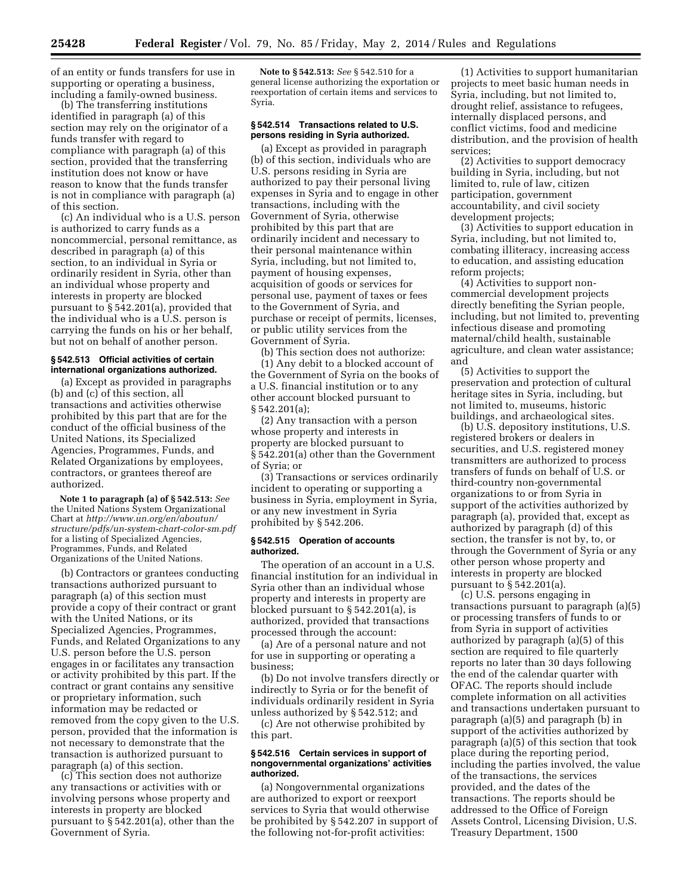of an entity or funds transfers for use in supporting or operating a business, including a family-owned business.

(b) The transferring institutions identified in paragraph (a) of this section may rely on the originator of a funds transfer with regard to compliance with paragraph (a) of this section, provided that the transferring institution does not know or have reason to know that the funds transfer is not in compliance with paragraph (a) of this section.

(c) An individual who is a U.S. person is authorized to carry funds as a noncommercial, personal remittance, as described in paragraph (a) of this section, to an individual in Syria or ordinarily resident in Syria, other than an individual whose property and interests in property are blocked pursuant to § 542.201(a), provided that the individual who is a U.S. person is carrying the funds on his or her behalf, but not on behalf of another person.

#### § 542.513 Official activities of certain international organizations authorized.

(a) Except as provided in paragraphs (b) and (c) of this section, all transactions and activities otherwise prohibited by this part that are for the conduct of the official business of the United Nations, its Specialized Agencies, Programmes, Funds, and Related Organizations by employees, contractors, or grantees thereof are authorized.

**Note 1 to paragraph (a) of § 542.513:** *See* the United Nations System Organizational Chart at *http://www.un.org/en/aboutun/structure/pdfs/un-system-chart-color-sm.pdf* for a listing of Specialized Agencies, Programmes, Funds, and Related Organizations of the United Nations.

(b) Contractors or grantees conducting transactions authorized pursuant to paragraph (a) of this section must provide a copy of their contract or grant with the United Nations, or its Specialized Agencies, Programmes, Funds, and Related Organizations to any U.S. person before the U.S. person engages in or facilitates any transaction or activity prohibited by this part. If the contract or grant contains any sensitive or proprietary information, such information may be redacted or removed from the copy given to the U.S. person, provided that the information is not necessary to demonstrate that the transaction is authorized pursuant to paragraph (a) of this section.

(c) This section does not authorize any transactions or activities with or involving persons whose property and interests in property are blocked pursuant to § 542.201(a), other than the Government of Syria.

**Note to § 542.513:** *See* § 542.510 for a general license authorizing the exportation or reexportation of certain items and services to Syria.

#### § 542.514 Transactions related to U.S. persons residing in Syria authorized.

(a) Except as provided in paragraph (b) of this section, individuals who are U.S. persons residing in Syria are authorized to pay their personal living expenses in Syria and to engage in other transactions, including with the Government of Syria, otherwise prohibited by this part that are ordinarily incident and necessary to their personal maintenance within Syria, including, but not limited to, payment of housing expenses, acquisition of goods or services for personal use, payment of taxes or fees to the Government of Syria, and purchase or receipt of permits, licenses, or public utility services from the Government of Syria.

(b) This section does not authorize:

(1) Any debit to a blocked account of the Government of Syria on the books of a U.S. financial institution or to any other account blocked pursuant to § 542.201(a);

(2) Any transaction with a person whose property and interests in property are blocked pursuant to § 542.201(a) other than the Government of Syria; or

(3) Transactions or services ordinarily incident to operating or supporting a business in Syria, employment in Syria, or any new investment in Syria prohibited by § 542.206.

#### § 542.515 Operation of accounts authorized.

The operation of an account in a U.S. financial institution for an individual in Syria other than an individual whose property and interests in property are blocked pursuant to § 542.201(a), is authorized, provided that transactions processed through the account:

(a) Are of a personal nature and not for use in supporting or operating a business;

(b) Do not involve transfers directly or indirectly to Syria or for the benefit of individuals ordinarily resident in Syria unless authorized by § 542.512; and

(c) Are not otherwise prohibited by this part.

#### § 542.516 Certain services in support of nongovernmental organizations' activities authorized.

(a) Nongovernmental organizations are authorized to export or reexport services to Syria that would otherwise be prohibited by § 542.207 in support of the following not-for-profit activities:

(1) Activities to support humanitarian projects to meet basic human needs in Syria, including, but not limited to, drought relief, assistance to refugees, internally displaced persons, and conflict victims, food and medicine distribution, and the provision of health services;

(2) Activities to support democracy building in Syria, including, but not limited to, rule of law, citizen participation, government accountability, and civil society development projects;

(3) Activities to support education in Syria, including, but not limited to, combating illiteracy, increasing access to education, and assisting education reform projects;

(4) Activities to support non-commercial development projects directly benefiting the Syrian people, including, but not limited to, preventing infectious disease and promoting maternal/child health, sustainable agriculture, and clean water assistance; and

(5) Activities to support the preservation and protection of cultural heritage sites in Syria, including, but not limited to, museums, historic buildings, and archaeological sites.

(b) U.S. depository institutions, U.S. registered brokers or dealers in securities, and U.S. registered money transmitters are authorized to process transfers of funds on behalf of U.S. or third-country non-governmental organizations to or from Syria in support of the activities authorized by paragraph (a), provided that, except as authorized by paragraph (d) of this section, the transfer is not by, to, or through the Government of Syria or any other person whose property and interests in property are blocked pursuant to § 542.201(a).

(c) U.S. persons engaging in transactions pursuant to paragraph (a)(5) or processing transfers of funds to or from Syria in support of activities authorized by paragraph (a)(5) of this section are required to file quarterly reports no later than 30 days following the end of the calendar quarter with OFAC. The reports should include complete information on all activities and transactions undertaken pursuant to paragraph (a)(5) and paragraph (b) in support of the activities authorized by paragraph (a)(5) of this section that took place during the reporting period, including the parties involved, the value of the transactions, the services provided, and the dates of the transactions. The reports should be addressed to the Office of Foreign Assets Control, Licensing Division, U.S. Treasury Department, 1500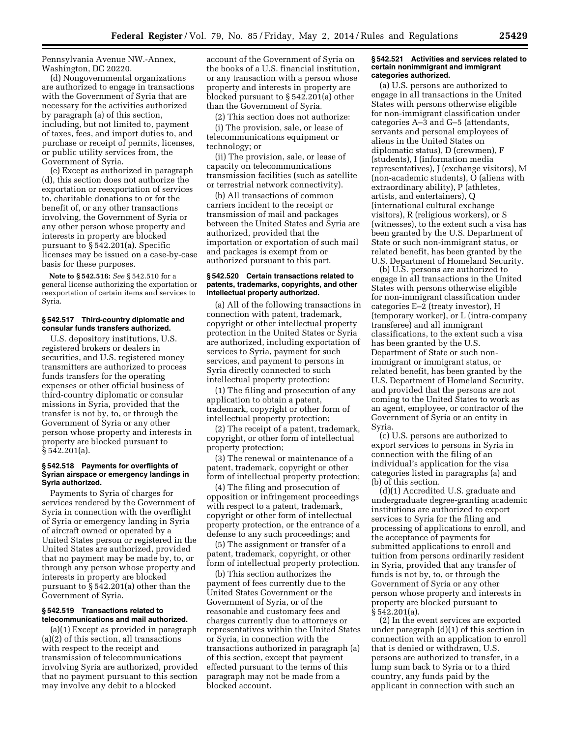Pennsylvania Avenue NW.-Annex, Washington, DC 20220.

(d) Nongovernmental organizations are authorized to engage in transactions with the Government of Syria that are necessary for the activities authorized by paragraph (a) of this section, including, but not limited to, payment of taxes, fees, and import duties to, and purchase or receipt of permits, licenses, or public utility services from, the Government of Syria.

(e) Except as authorized in paragraph (d), this section does not authorize the exportation or reexportation of services to, charitable donations to or for the benefit of, or any other transactions involving, the Government of Syria or any other person whose property and interests in property are blocked pursuant to § 542.201(a). Specific licenses may be issued on a case-by-case basis for these purposes.

**Note to § 542.516:** *See* § 542.510 for a general license authorizing the exportation or reexportation of certain items and services to Syria.

### § 542.517 Third-country diplomatic and consular funds transfers authorized.

U.S. depository institutions, U.S. registered brokers or dealers in securities, and U.S. registered money transmitters are authorized to process funds transfers for the operating expenses or other official business of third-country diplomatic or consular missions in Syria, provided that the transfer is not by, to, or through the Government of Syria or any other person whose property and interests in property are blocked pursuant to § 542.201(a).

### § 542.518 Payments for overflights of Syrian airspace or emergency landings in Syria authorized.

Payments to Syria of charges for services rendered by the Government of Syria in connection with the overflight of Syria or emergency landing in Syria of aircraft owned or operated by a United States person or registered in the United States are authorized, provided that no payment may be made by, to, or through any person whose property and interests in property are blocked pursuant to § 542.201(a) other than the Government of Syria.

### § 542.519 Transactions related to telecommunications and mail authorized.

(a)(1) Except as provided in paragraph (a)(2) of this section, all transactions with respect to the receipt and transmission of telecommunications involving Syria are authorized, provided that no payment pursuant to this section may involve any debit to a blocked account of the Government of Syria on the books of a U.S. financial institution, or any transaction with a person whose property and interests in property are blocked pursuant to § 542.201(a) other than the Government of Syria.

(2) This section does not authorize:

(i) The provision, sale, or lease of telecommunications equipment or technology; or

(ii) The provision, sale, or lease of capacity on telecommunications transmission facilities (such as satellite or terrestrial network connectivity).

(b) All transactions of common carriers incident to the receipt or transmission of mail and packages between the United States and Syria are authorized, provided that the importation or exportation of such mail and packages is exempt from or authorized pursuant to this part.

### § 542.520 Certain transactions related to patents, trademarks, copyrights, and other intellectual property authorized.

(a) All of the following transactions in connection with patent, trademark, copyright or other intellectual property protection in the United States or Syria are authorized, including exportation of services to Syria, payment for such services, and payment to persons in Syria directly connected to such intellectual property protection:

(1) The filing and prosecution of any application to obtain a patent, trademark, copyright or other form of intellectual property protection;

(2) The receipt of a patent, trademark, copyright, or other form of intellectual property protection;

(3) The renewal or maintenance of a patent, trademark, copyright or other form of intellectual property protection;

(4) The filing and prosecution of opposition or infringement proceedings with respect to a patent, trademark, copyright or other form of intellectual property protection, or the entrance of a defense to any such proceedings; and

(5) The assignment or transfer of a patent, trademark, copyright, or other form of intellectual property protection.

(b) This section authorizes the payment of fees currently due to the United States Government or the Government of Syria, or of the reasonable and customary fees and charges currently due to attorneys or representatives within the United States or Syria, in connection with the transactions authorized in paragraph (a) of this section, except that payment effected pursuant to the terms of this paragraph may not be made from a blocked account.

### § 542.521 Activities and services related to certain nonimmigrant and immigrant categories authorized.

(a) U.S. persons are authorized to engage in all transactions in the United States with persons otherwise eligible for non-immigrant classification under categories A–3 and G–5 (attendants, servants and personal employees of aliens in the United States on diplomatic status), D (crewmen), F (students), I (information media representatives), J (exchange visitors), M (non-academic students), O (aliens with extraordinary ability), P (athletes, artists, and entertainers), Q (international cultural exchange visitors), R (religious workers), or S (witnesses), to the extent such a visa has been granted by the U.S. Department of State or such non-immigrant status, or related benefit, has been granted by the U.S. Department of Homeland Security.

(b) U.S. persons are authorized to engage in all transactions in the United States with persons otherwise eligible for non-immigrant classification under categories E–2 (treaty investor), H (temporary worker), or L (intra-company transferee) and all immigrant classifications, to the extent such a visa has been granted by the U.S. Department of State or such non-immigrant or immigrant status, or related benefit, has been granted by the U.S. Department of Homeland Security, and provided that the persons are not coming to the United States to work as an agent, employee, or contractor of the Government of Syria or an entity in Syria.

(c) U.S. persons are authorized to export services to persons in Syria in connection with the filing of an individual's application for the visa categories listed in paragraphs (a) and (b) of this section.

(d)(1) Accredited U.S. graduate and undergraduate degree-granting academic institutions are authorized to export services to Syria for the filing and processing of applications to enroll, and the acceptance of payments for submitted applications to enroll and tuition from persons ordinarily resident in Syria, provided that any transfer of funds is not by, to, or through the Government of Syria or any other person whose property and interests in property are blocked pursuant to § 542.201(a).

(2) In the event services are exported under paragraph (d)(1) of this section in connection with an application to enroll that is denied or withdrawn, U.S. persons are authorized to transfer, in a lump sum back to Syria or to a third country, any funds paid by the applicant in connection with such an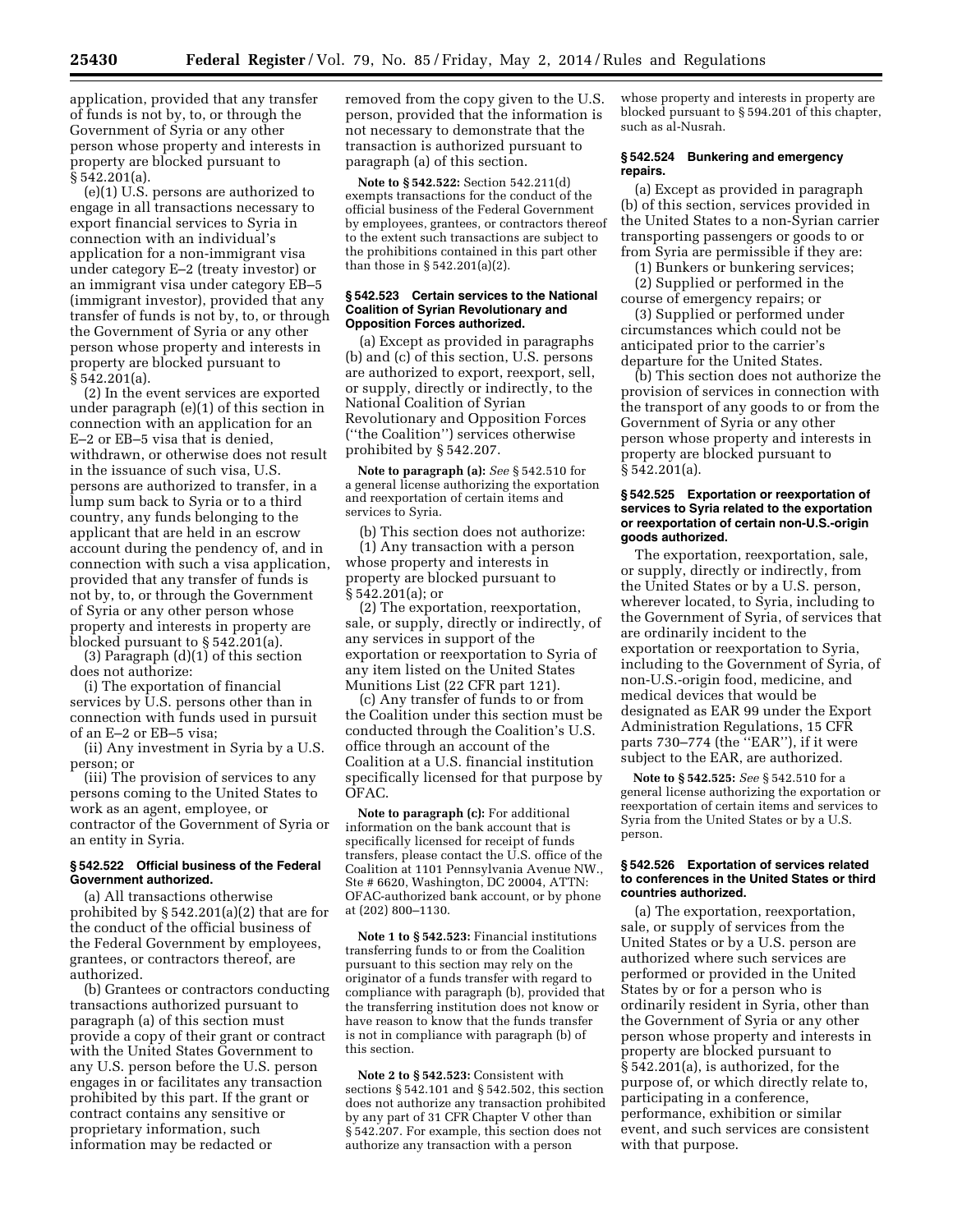application, provided that any transfer of funds is not by, to, or through the Government of Syria or any other person whose property and interests in property are blocked pursuant to § 542.201(a).

(e)(1) U.S. persons are authorized to engage in all transactions necessary to export financial services to Syria in connection with an individual's application for a non-immigrant visa under category E–2 (treaty investor) or an immigrant visa under category EB–5 (immigrant investor), provided that any transfer of funds is not by, to, or through the Government of Syria or any other person whose property and interests in property are blocked pursuant to § 542.201(a).

(2) In the event services are exported under paragraph (e)(1) of this section in connection with an application for an E–2 or EB–5 visa that is denied, withdrawn, or otherwise does not result in the issuance of such visa, U.S. persons are authorized to transfer, in a lump sum back to Syria or to a third country, any funds belonging to the applicant that are held in an escrow account during the pendency of, and in connection with such a visa application, provided that any transfer of funds is not by, to, or through the Government of Syria or any other person whose property and interests in property are blocked pursuant to § 542.201(a).

(3) Paragraph (d)(1) of this section does not authorize:

(i) The exportation of financial services by U.S. persons other than in connection with funds used in pursuit of an E–2 or EB–5 visa;

(ii) Any investment in Syria by a U.S. person; or

(iii) The provision of services to any persons coming to the United States to work as an agent, employee, or contractor of the Government of Syria or an entity in Syria.

### § 542.522 Official business of the Federal Government authorized.

(a) All transactions otherwise prohibited by § 542.201(a)(2) that are for the conduct of the official business of the Federal Government by employees, grantees, or contractors thereof, are authorized.

(b) Grantees or contractors conducting transactions authorized pursuant to paragraph (a) of this section must provide a copy of their grant or contract with the United States Government to any U.S. person before the U.S. person engages in or facilitates any transaction prohibited by this part. If the grant or contract contains any sensitive or proprietary information, such information may be redacted or removed from the copy given to the U.S. person, provided that the information is not necessary to demonstrate that the transaction is authorized pursuant to paragraph (a) of this section.

**Note to § 542.522:** Section 542.211(d) exempts transactions for the conduct of the official business of the Federal Government by employees, grantees, or contractors thereof to the extent such transactions are subject to the prohibitions contained in this part other than those in § 542.201(a)(2).

### § 542.523 Certain services to the National Coalition of Syrian Revolutionary and Opposition Forces authorized.

(a) Except as provided in paragraphs (b) and (c) of this section, U.S. persons are authorized to export, reexport, sell, or supply, directly or indirectly, to the National Coalition of Syrian Revolutionary and Opposition Forces (''the Coalition'') services otherwise prohibited by § 542.207.

**Note to paragraph (a):** *See* § 542.510 for a general license authorizing the exportation and reexportation of certain items and services to Syria.

(b) This section does not authorize:

(1) Any transaction with a person whose property and interests in property are blocked pursuant to § 542.201(a); or

(2) The exportation, reexportation, sale, or supply, directly or indirectly, of any services in support of the exportation or reexportation to Syria of any item listed on the United States Munitions List (22 CFR part 121).

(c) Any transfer of funds to or from the Coalition under this section must be conducted through the Coalition's U.S. office through an account of the Coalition at a U.S. financial institution specifically licensed for that purpose by OFAC.

**Note to paragraph (c):** For additional information on the bank account that is specifically licensed for receipt of funds transfers, please contact the U.S. office of the Coalition at 1101 Pennsylvania Avenue NW., Ste # 6620, Washington, DC 20004, ATTN: OFAC-authorized bank account, or by phone at (202) 800–1130.

**Note 1 to § 542.523:** Financial institutions transferring funds to or from the Coalition pursuant to this section may rely on the originator of a funds transfer with regard to compliance with paragraph (b), provided that the transferring institution does not know or have reason to know that the funds transfer is not in compliance with paragraph (b) of this section.

**Note 2 to § 542.523:** Consistent with sections § 542.101 and § 542.502, this section does not authorize any transaction prohibited by any part of 31 CFR Chapter V other than § 542.207. For example, this section does not authorize any transaction with a person whose property and interests in property are blocked pursuant to § 594.201 of this chapter, such as al-Nusrah.

### § 542.524 Bunkering and emergency repairs.

(a) Except as provided in paragraph (b) of this section, services provided in the United States to a non-Syrian carrier transporting passengers or goods to or from Syria are permissible if they are:

(1) Bunkers or bunkering services;

(2) Supplied or performed in the course of emergency repairs; or

(3) Supplied or performed under circumstances which could not be anticipated prior to the carrier's departure for the United States.

(b) This section does not authorize the provision of services in connection with the transport of any goods to or from the Government of Syria or any other person whose property and interests in property are blocked pursuant to § 542.201(a).

### § 542.525 Exportation or reexportation of services to Syria related to the exportation or reexportation of certain non-U.S.-origin goods authorized.

The exportation, reexportation, sale, or supply, directly or indirectly, from the United States or by a U.S. person, wherever located, to Syria, including to the Government of Syria, of services that are ordinarily incident to the exportation or reexportation to Syria, including to the Government of Syria, of non-U.S.-origin food, medicine, and medical devices that would be designated as EAR 99 under the Export Administration Regulations, 15 CFR parts 730–774 (the ''EAR''), if it were subject to the EAR, are authorized.

**Note to § 542.525:** *See* § 542.510 for a general license authorizing the exportation or reexportation of certain items and services to Syria from the United States or by a U.S. person.

### § 542.526 Exportation of services related to conferences in the United States or third countries authorized.

(a) The exportation, reexportation, sale, or supply of services from the United States or by a U.S. person are authorized where such services are performed or provided in the United States by or for a person who is ordinarily resident in Syria, other than the Government of Syria or any other person whose property and interests in property are blocked pursuant to § 542.201(a), is authorized, for the purpose of, or which directly relate to, participating in a conference, performance, exhibition or similar event, and such services are consistent with that purpose.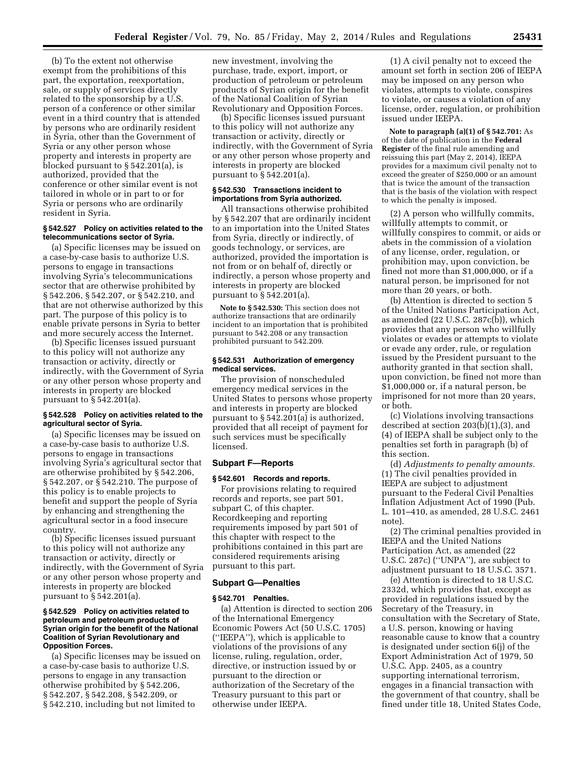(b) To the extent not otherwise exempt from the prohibitions of this part, the exportation, reexportation, sale, or supply of services directly related to the sponsorship by a U.S. person of a conference or other similar event in a third country that is attended by persons who are ordinarily resident in Syria, other than the Government of Syria or any other person whose property and interests in property are blocked pursuant to § 542.201(a), is authorized, provided that the conference or other similar event is not tailored in whole or in part to or for Syria or persons who are ordinarily resident in Syria.

#### § 542.527 Policy on activities related to the telecommunications sector of Syria.

(a) Specific licenses may be issued on a case-by-case basis to authorize U.S. persons to engage in transactions involving Syria's telecommunications sector that are otherwise prohibited by § 542.206, § 542.207, or § 542.210, and that are not otherwise authorized by this part. The purpose of this policy is to enable private persons in Syria to better and more securely access the Internet.

(b) Specific licenses issued pursuant to this policy will not authorize any transaction or activity, directly or indirectly, with the Government of Syria or any other person whose property and interests in property are blocked pursuant to § 542.201(a).

#### § 542.528 Policy on activities related to the agricultural sector of Syria.

(a) Specific licenses may be issued on a case-by-case basis to authorize U.S. persons to engage in transactions involving Syria's agricultural sector that are otherwise prohibited by § 542.206, § 542.207, or § 542.210. The purpose of this policy is to enable projects to benefit and support the people of Syria by enhancing and strengthening the agricultural sector in a food insecure country.

(b) Specific licenses issued pursuant to this policy will not authorize any transaction or activity, directly or indirectly, with the Government of Syria or any other person whose property and interests in property are blocked pursuant to § 542.201(a).

#### § 542.529 Policy on activities related to petroleum and petroleum products of Syrian origin for the benefit of the National Coalition of Syrian Revolutionary and Opposition Forces.

(a) Specific licenses may be issued on a case-by-case basis to authorize U.S. persons to engage in any transaction otherwise prohibited by § 542.206, § 542.207, § 542.208, § 542.209, or § 542.210, including but not limited to new investment, involving the purchase, trade, export, import, or production of petroleum or petroleum products of Syrian origin for the benefit of the National Coalition of Syrian Revolutionary and Opposition Forces.

(b) Specific licenses issued pursuant to this policy will not authorize any transaction or activity, directly or indirectly, with the Government of Syria or any other person whose property and interests in property are blocked pursuant to § 542.201(a).

#### § 542.530 Transactions incident to importations from Syria authorized.

All transactions otherwise prohibited by § 542.207 that are ordinarily incident to an importation into the United States from Syria, directly or indirectly, of goods technology, or services, are authorized, provided the importation is not from or on behalf of, directly or indirectly, a person whose property and interests in property are blocked pursuant to § 542.201(a).

**Note to § 542.530:** This section does not authorize transactions that are ordinarily incident to an importation that is prohibited pursuant to 542.208 or any transaction prohibited pursuant to 542.209.

#### § 542.531 Authorization of emergency medical services.

The provision of nonscheduled emergency medical services in the United States to persons whose property and interests in property are blocked pursuant to § 542.201(a) is authorized, provided that all receipt of payment for such services must be specifically licensed.

### Subpart F—Reports

#### § 542.601 Records and reports.

For provisions relating to required records and reports, see part 501, subpart C, of this chapter. Recordkeeping and reporting requirements imposed by part 501 of this chapter with respect to the prohibitions contained in this part are considered requirements arising pursuant to this part.

### Subpart G—Penalties

#### § 542.701 Penalties.

(a) Attention is directed to section 206 of the International Emergency Economic Powers Act (50 U.S.C. 1705) (''IEEPA''), which is applicable to violations of the provisions of any license, ruling, regulation, order, directive, or instruction issued by or pursuant to the direction or authorization of the Secretary of the Treasury pursuant to this part or otherwise under IEEPA.

(1) A civil penalty not to exceed the amount set forth in section 206 of IEEPA may be imposed on any person who violates, attempts to violate, conspires to violate, or causes a violation of any license, order, regulation, or prohibition issued under IEEPA.

**Note to paragraph (a)(1) of § 542.701:** As of the date of publication in the **Federal Register** of the final rule amending and reissuing this part (May 2, 2014), IEEPA provides for a maximum civil penalty not to exceed the greater of $250,000 or an amount that is twice the amount of the transaction that is the basis of the violation with respect to which the penalty is imposed.

(2) A person who willfully commits, willfully attempts to commit, or willfully conspires to commit, or aids or abets in the commission of a violation of any license, order, regulation, or prohibition may, upon conviction, be fined not more than $1,000,000, or if a natural person, be imprisoned for not more than 20 years, or both.

(b) Attention is directed to section 5 of the United Nations Participation Act, as amended (22 U.S.C. 287c(b)), which provides that any person who willfully violates or evades or attempts to violate or evade any order, rule, or regulation issued by the President pursuant to the authority granted in that section shall, upon conviction, be fined not more than $1,000,000 or, if a natural person, be imprisoned for not more than 20 years, or both.

(c) Violations involving transactions described at section 203(b)(1),(3), and (4) of IEEPA shall be subject only to the penalties set forth in paragraph (b) of this section.

(d) *Adjustments to penalty amounts.* (1) The civil penalties provided in IEEPA are subject to adjustment pursuant to the Federal Civil Penalties Inflation Adjustment Act of 1990 (Pub. L. 101–410, as amended, 28 U.S.C. 2461 note).

(2) The criminal penalties provided in IEEPA and the United Nations Participation Act, as amended (22 U.S.C. 287c) (''UNPA''), are subject to adjustment pursuant to 18 U.S.C. 3571.

(e) Attention is directed to 18 U.S.C. 2332d, which provides that, except as provided in regulations issued by the Secretary of the Treasury, in consultation with the Secretary of State, a U.S. person, knowing or having reasonable cause to know that a country is designated under section 6(j) of the Export Administration Act of 1979, 50 U.S.C. App. 2405, as a country supporting international terrorism, engages in a financial transaction with the government of that country, shall be fined under title 18, United States Code,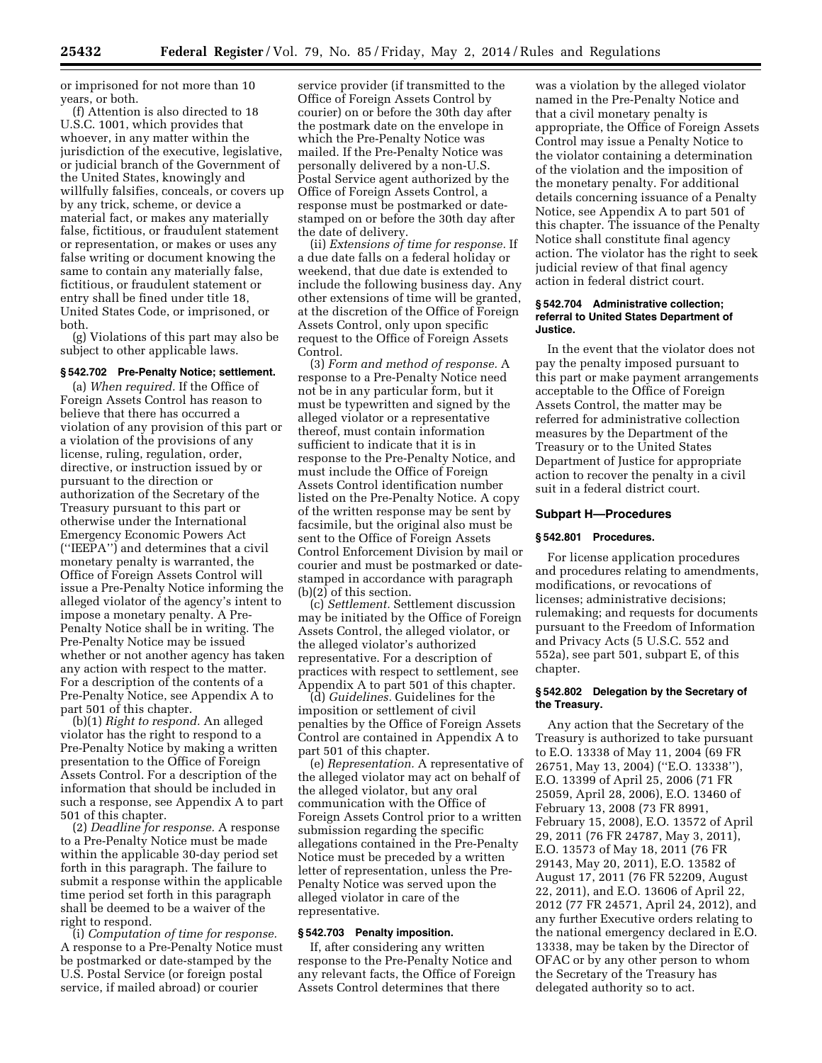or imprisoned for not more than 10 years, or both.

(f) Attention is also directed to 18 U.S.C. 1001, which provides that whoever, in any matter within the jurisdiction of the executive, legislative, or judicial branch of the Government of the United States, knowingly and willfully falsifies, conceals, or covers up by any trick, scheme, or device a material fact, or makes any materially false, fictitious, or fraudulent statement or representation, or makes or uses any false writing or document knowing the same to contain any materially false, fictitious, or fraudulent statement or entry shall be fined under title 18, United States Code, or imprisoned, or both.

(g) Violations of this part may also be subject to other applicable laws.

### § 542.702 Pre-Penalty Notice; settlement.

(a) *When required.* If the Office of Foreign Assets Control has reason to believe that there has occurred a violation of any provision of this part or a violation of the provisions of any license, ruling, regulation, order, directive, or instruction issued by or pursuant to the direction or authorization of the Secretary of the Treasury pursuant to this part or otherwise under the International Emergency Economic Powers Act (''IEEPA'') and determines that a civil monetary penalty is warranted, the Office of Foreign Assets Control will issue a Pre-Penalty Notice informing the alleged violator of the agency's intent to impose a monetary penalty. A Pre-Penalty Notice shall be in writing. The Pre-Penalty Notice may be issued whether or not another agency has taken any action with respect to the matter. For a description of the contents of a Pre-Penalty Notice, see Appendix A to part 501 of this chapter.

(b)(1) *Right to respond.* An alleged violator has the right to respond to a Pre-Penalty Notice by making a written presentation to the Office of Foreign Assets Control. For a description of the information that should be included in such a response, see Appendix A to part 501 of this chapter.

(2) *Deadline for response.* A response to a Pre-Penalty Notice must be made within the applicable 30-day period set forth in this paragraph. The failure to submit a response within the applicable time period set forth in this paragraph shall be deemed to be a waiver of the right to respond.

(i) *Computation of time for response.* A response to a Pre-Penalty Notice must be postmarked or date-stamped by the U.S. Postal Service (or foreign postal service, if mailed abroad) or courier service provider (if transmitted to the Office of Foreign Assets Control by courier) on or before the 30th day after the postmark date on the envelope in which the Pre-Penalty Notice was mailed. If the Pre-Penalty Notice was personally delivered by a non-U.S. Postal Service agent authorized by the Office of Foreign Assets Control, a response must be postmarked or date-stamped on or before the 30th day after the date of delivery.

(ii) *Extensions of time for response.* If a due date falls on a federal holiday or weekend, that due date is extended to include the following business day. Any other extensions of time will be granted, at the discretion of the Office of Foreign Assets Control, only upon specific request to the Office of Foreign Assets Control.

(3) *Form and method of response.* A response to a Pre-Penalty Notice need not be in any particular form, but it must be typewritten and signed by the alleged violator or a representative thereof, must contain information sufficient to indicate that it is in response to the Pre-Penalty Notice, and must include the Office of Foreign Assets Control identification number listed on the Pre-Penalty Notice. A copy of the written response may be sent by facsimile, but the original also must be sent to the Office of Foreign Assets Control Enforcement Division by mail or courier and must be postmarked or date-stamped in accordance with paragraph (b)(2) of this section.

(c) *Settlement.* Settlement discussion may be initiated by the Office of Foreign Assets Control, the alleged violator, or the alleged violator's authorized representative. For a description of practices with respect to settlement, see Appendix A to part 501 of this chapter.

(d) *Guidelines.* Guidelines for the imposition or settlement of civil penalties by the Office of Foreign Assets Control are contained in Appendix A to part 501 of this chapter.

(e) *Representation.* A representative of the alleged violator may act on behalf of the alleged violator, but any oral communication with the Office of Foreign Assets Control prior to a written submission regarding the specific allegations contained in the Pre-Penalty Notice must be preceded by a written letter of representation, unless the Pre-Penalty Notice was served upon the alleged violator in care of the representative.

### § 542.703 Penalty imposition.

If, after considering any written response to the Pre-Penalty Notice and any relevant facts, the Office of Foreign Assets Control determines that there was a violation by the alleged violator named in the Pre-Penalty Notice and that a civil monetary penalty is appropriate, the Office of Foreign Assets Control may issue a Penalty Notice to the violator containing a determination of the violation and the imposition of the monetary penalty. For additional details concerning issuance of a Penalty Notice, see Appendix A to part 501 of this chapter. The issuance of the Penalty Notice shall constitute final agency action. The violator has the right to seek judicial review of that final agency action in federal district court.

### § 542.704 Administrative collection; referral to United States Department of Justice.

In the event that the violator does not pay the penalty imposed pursuant to this part or make payment arrangements acceptable to the Office of Foreign Assets Control, the matter may be referred for administrative collection measures by the Department of the Treasury or to the United States Department of Justice for appropriate action to recover the penalty in a civil suit in a federal district court.

## Subpart H—Procedures

### § 542.801 Procedures.

For license application procedures and procedures relating to amendments, modifications, or revocations of licenses; administrative decisions; rulemaking; and requests for documents pursuant to the Freedom of Information and Privacy Acts (5 U.S.C. 552 and 552a), see part 501, subpart E, of this chapter.

### § 542.802 Delegation by the Secretary of the Treasury.

Any action that the Secretary of the Treasury is authorized to take pursuant to E.O. 13338 of May 11, 2004 (69 FR 26751, May 13, 2004) (''E.O. 13338''), E.O. 13399 of April 25, 2006 (71 FR 25059, April 28, 2006), E.O. 13460 of February 13, 2008 (73 FR 8991, February 15, 2008), E.O. 13572 of April 29, 2011 (76 FR 24787, May 3, 2011), E.O. 13573 of May 18, 2011 (76 FR 29143, May 20, 2011), E.O. 13582 of August 17, 2011 (76 FR 52209, August 22, 2011), and E.O. 13606 of April 22, 2012 (77 FR 24571, April 24, 2012), and any further Executive orders relating to the national emergency declared in E.O. 13338, may be taken by the Director of OFAC or by any other person to whom the Secretary of the Treasury has delegated authority so to act.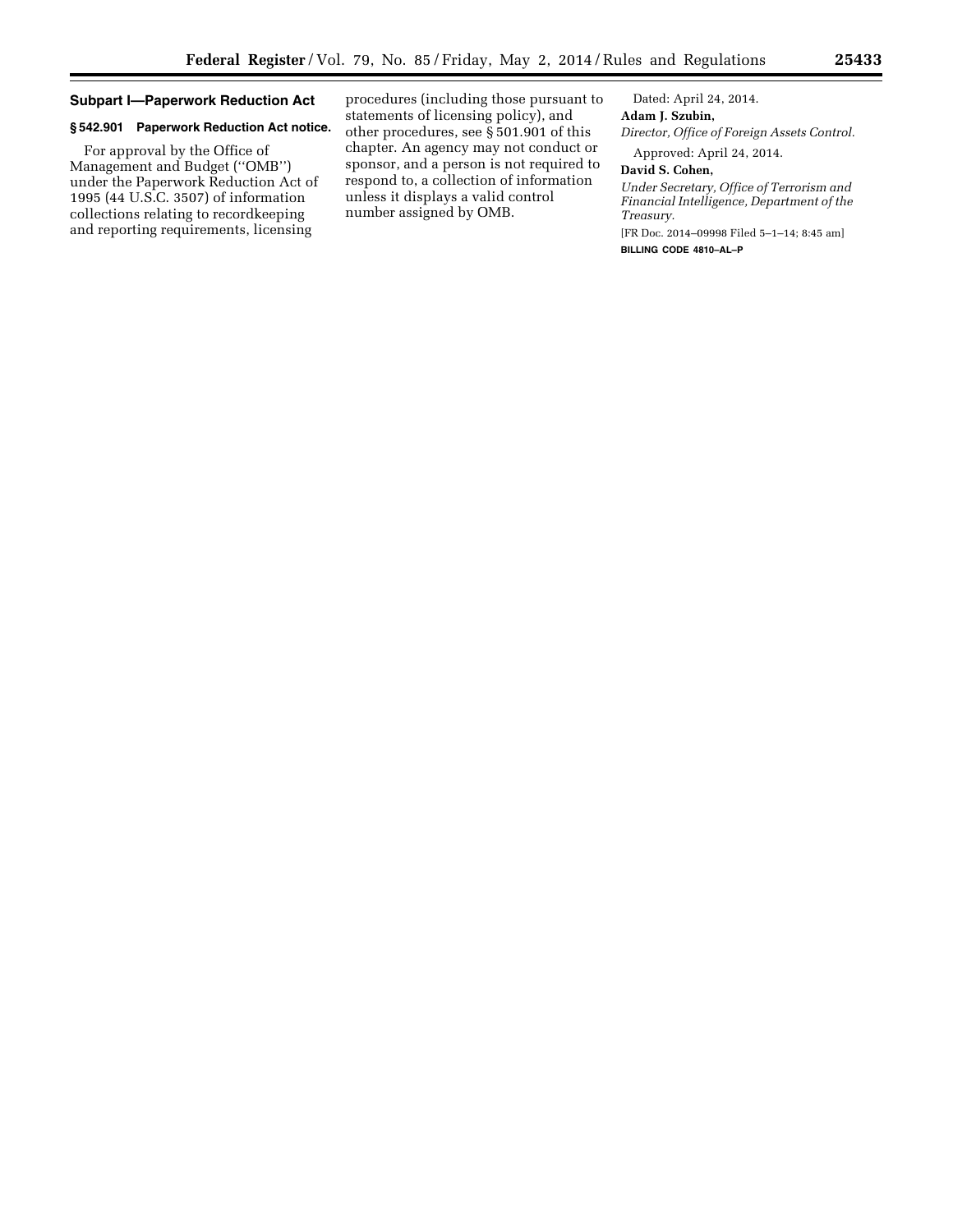## Subpart I—Paperwork Reduction Act

### § 542.901 Paperwork Reduction Act notice.

For approval by the Office of Management and Budget (''OMB'') under the Paperwork Reduction Act of 1995 (44 U.S.C. 3507) of information collections relating to recordkeeping and reporting requirements, licensing procedures (including those pursuant to statements of licensing policy), and other procedures, see § 501.901 of this chapter. An agency may not conduct or sponsor, and a person is not required to respond to, a collection of information unless it displays a valid control number assigned by OMB.

Dated: April 24, 2014.

**Adam J. Szubin,**

*Director, Office of Foreign Assets Control.*

Approved: April 24, 2014.

**David S. Cohen,**

*Under Secretary, Office of Terrorism and Financial Intelligence, Department of the Treasury.*

[FR Doc. 2014–09998 Filed 5–1–14; 8:45 am]

**BILLING CODE 4810–AL–P**